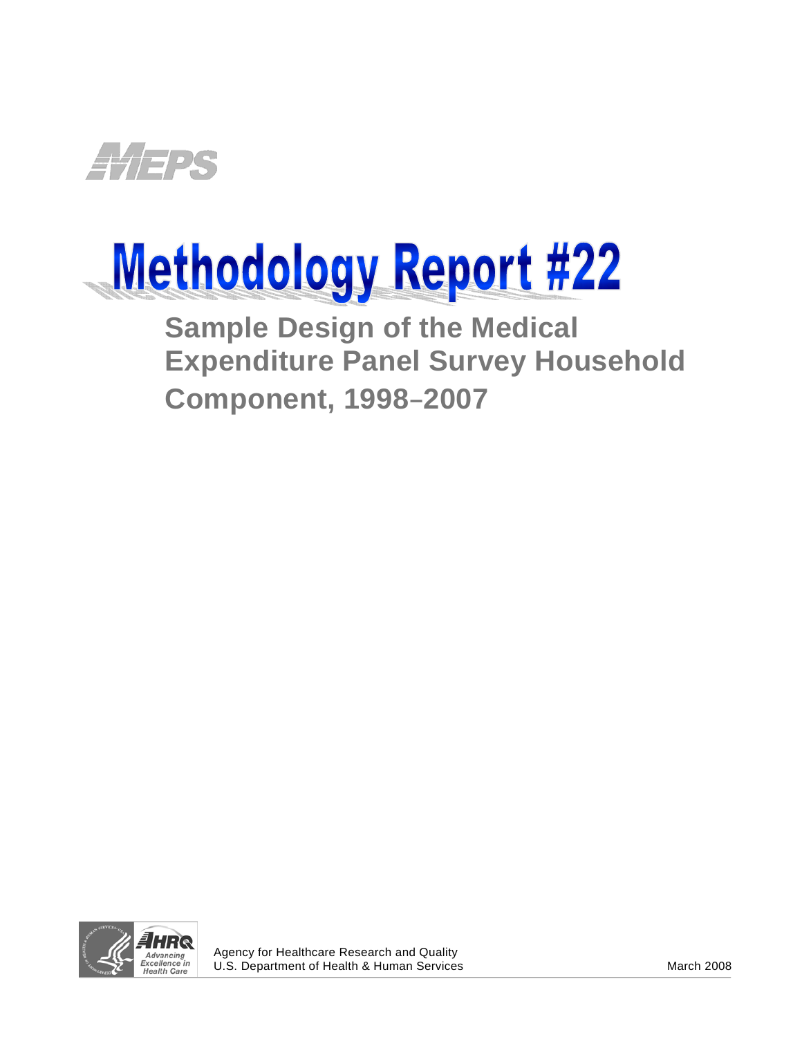MEPS

# Methodology Report #22

## Sample Design of the Medical Expenditure Panel Survey Household Component, 1998–2007

AHRQ Advancing Excellence in Health Care

Agency for Healthcare Research and Quality
U.S. Department of Health & Human Services

March 2008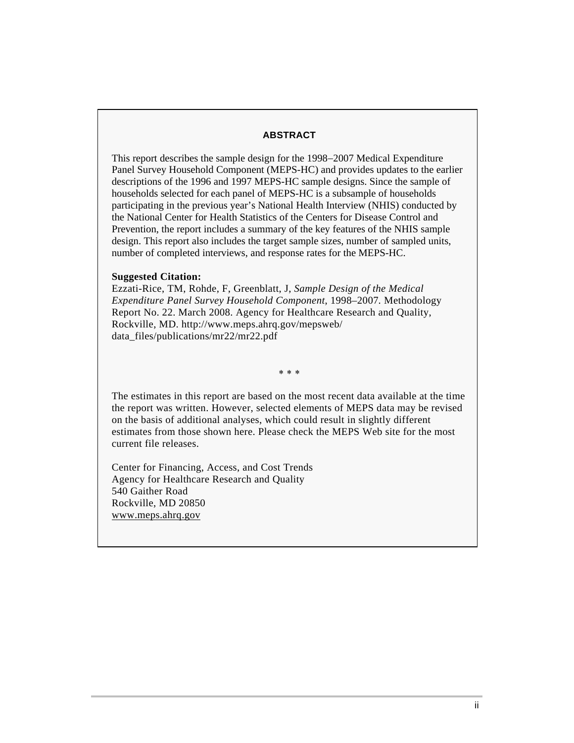## ABSTRACT

This report describes the sample design for the 1998–2007 Medical Expenditure Panel Survey Household Component (MEPS-HC) and provides updates to the earlier descriptions of the 1996 and 1997 MEPS-HC sample designs. Since the sample of households selected for each panel of MEPS-HC is a subsample of households participating in the previous year's National Health Interview (NHIS) conducted by the National Center for Health Statistics of the Centers for Disease Control and Prevention, the report includes a summary of the key features of the NHIS sample design. This report also includes the target sample sizes, number of sampled units, number of completed interviews, and response rates for the MEPS-HC.

**Suggested Citation:**
Ezzati-Rice, TM, Rohde, F, Greenblatt, J, *Sample Design of the Medical Expenditure Panel Survey Household Component*, 1998–2007. Methodology Report No. 22. March 2008. Agency for Healthcare Research and Quality, Rockville, MD. http://www.meps.ahrq.gov/mepsweb/data_files/publications/mr22/mr22.pdf

* * *

The estimates in this report are based on the most recent data available at the time the report was written. However, selected elements of MEPS data may be revised on the basis of additional analyses, which could result in slightly different estimates from those shown here. Please check the MEPS Web site for the most current file releases.

Center for Financing, Access, and Cost Trends
Agency for Healthcare Research and Quality
540 Gaither Road
Rockville, MD 20850
www.meps.ahrq.gov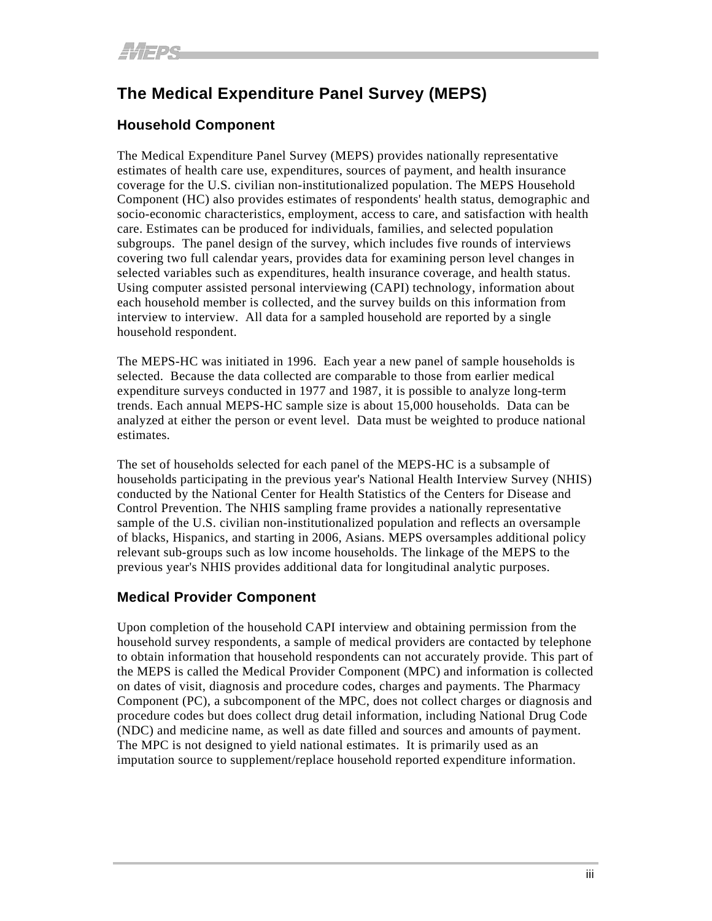# The Medical Expenditure Panel Survey (MEPS)

## Household Component

The Medical Expenditure Panel Survey (MEPS) provides nationally representative estimates of health care use, expenditures, sources of payment, and health insurance coverage for the U.S. civilian non-institutionalized population. The MEPS Household Component (HC) also provides estimates of respondents' health status, demographic and socio-economic characteristics, employment, access to care, and satisfaction with health care. Estimates can be produced for individuals, families, and selected population subgroups. The panel design of the survey, which includes five rounds of interviews covering two full calendar years, provides data for examining person level changes in selected variables such as expenditures, health insurance coverage, and health status. Using computer assisted personal interviewing (CAPI) technology, information about each household member is collected, and the survey builds on this information from interview to interview. All data for a sampled household are reported by a single household respondent.

The MEPS-HC was initiated in 1996. Each year a new panel of sample households is selected. Because the data collected are comparable to those from earlier medical expenditure surveys conducted in 1977 and 1987, it is possible to analyze long-term trends. Each annual MEPS-HC sample size is about 15,000 households. Data can be analyzed at either the person or event level. Data must be weighted to produce national estimates.

The set of households selected for each panel of the MEPS-HC is a subsample of households participating in the previous year's National Health Interview Survey (NHIS) conducted by the National Center for Health Statistics of the Centers for Disease and Control Prevention. The NHIS sampling frame provides a nationally representative sample of the U.S. civilian non-institutionalized population and reflects an oversample of blacks, Hispanics, and starting in 2006, Asians. MEPS oversamples additional policy relevant sub-groups such as low income households. The linkage of the MEPS to the previous year's NHIS provides additional data for longitudinal analytic purposes.

## Medical Provider Component

Upon completion of the household CAPI interview and obtaining permission from the household survey respondents, a sample of medical providers are contacted by telephone to obtain information that household respondents can not accurately provide. This part of the MEPS is called the Medical Provider Component (MPC) and information is collected on dates of visit, diagnosis and procedure codes, charges and payments. The Pharmacy Component (PC), a subcomponent of the MPC, does not collect charges or diagnosis and procedure codes but does collect drug detail information, including National Drug Code (NDC) and medicine name, as well as date filled and sources and amounts of payment. The MPC is not designed to yield national estimates. It is primarily used as an imputation source to supplement/replace household reported expenditure information.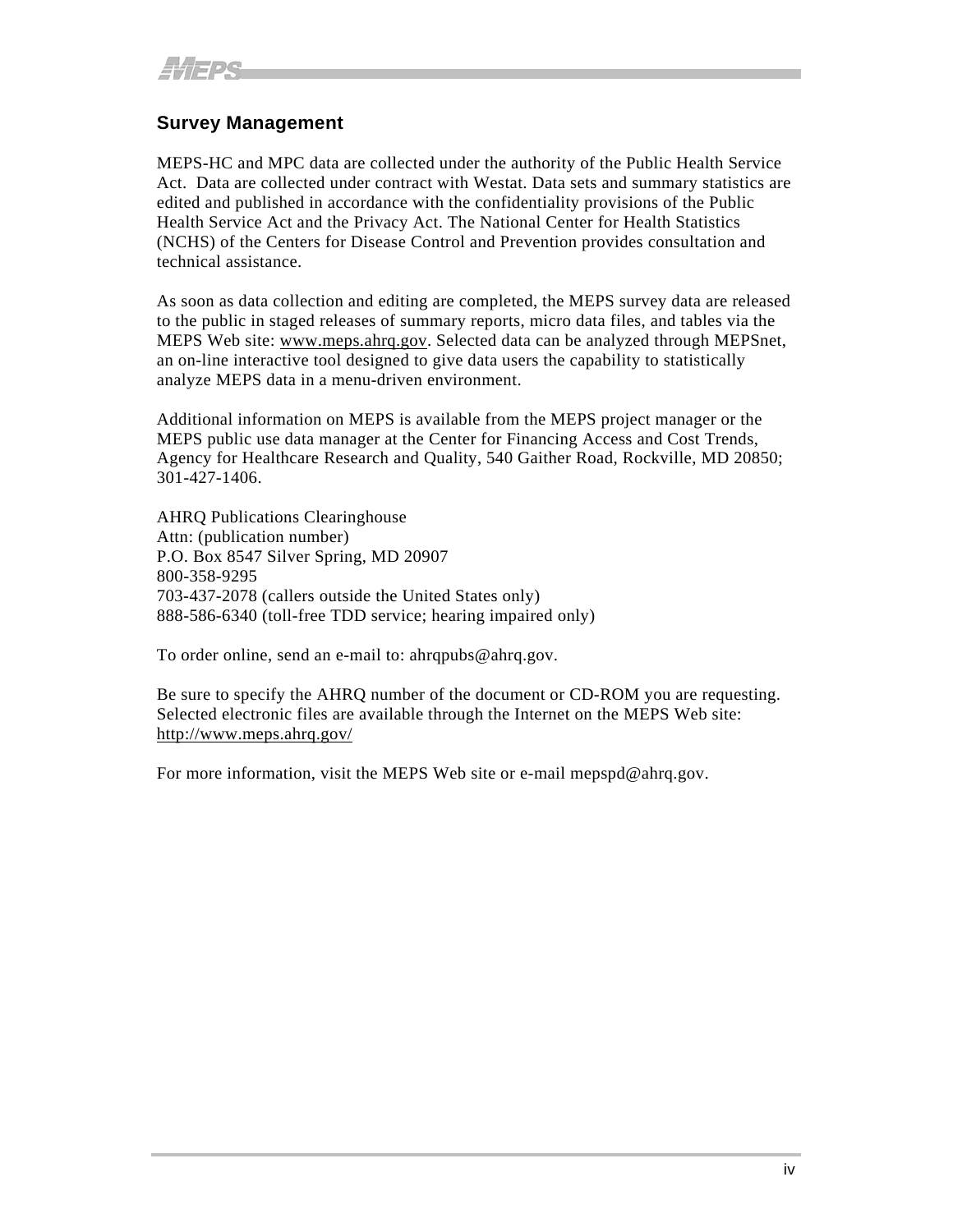## Survey Management

MEPS-HC and MPC data are collected under the authority of the Public Health Service Act. Data are collected under contract with Westat. Data sets and summary statistics are edited and published in accordance with the confidentiality provisions of the Public Health Service Act and the Privacy Act. The National Center for Health Statistics (NCHS) of the Centers for Disease Control and Prevention provides consultation and technical assistance.

As soon as data collection and editing are completed, the MEPS survey data are released to the public in staged releases of summary reports, micro data files, and tables via the MEPS Web site: www.meps.ahrq.gov. Selected data can be analyzed through MEPSnet, an on-line interactive tool designed to give data users the capability to statistically analyze MEPS data in a menu-driven environment.

Additional information on MEPS is available from the MEPS project manager or the MEPS public use data manager at the Center for Financing Access and Cost Trends, Agency for Healthcare Research and Quality, 540 Gaither Road, Rockville, MD 20850; 301-427-1406.

AHRQ Publications Clearinghouse
Attn: (publication number)
P.O. Box 8547 Silver Spring, MD 20907
800-358-9295
703-437-2078 (callers outside the United States only)
888-586-6340 (toll-free TDD service; hearing impaired only)

To order online, send an e-mail to: ahrqpubs@ahrq.gov.

Be sure to specify the AHRQ number of the document or CD-ROM you are requesting. Selected electronic files are available through the Internet on the MEPS Web site: http://www.meps.ahrq.gov/

For more information, visit the MEPS Web site or e-mail mepspd@ahrq.gov.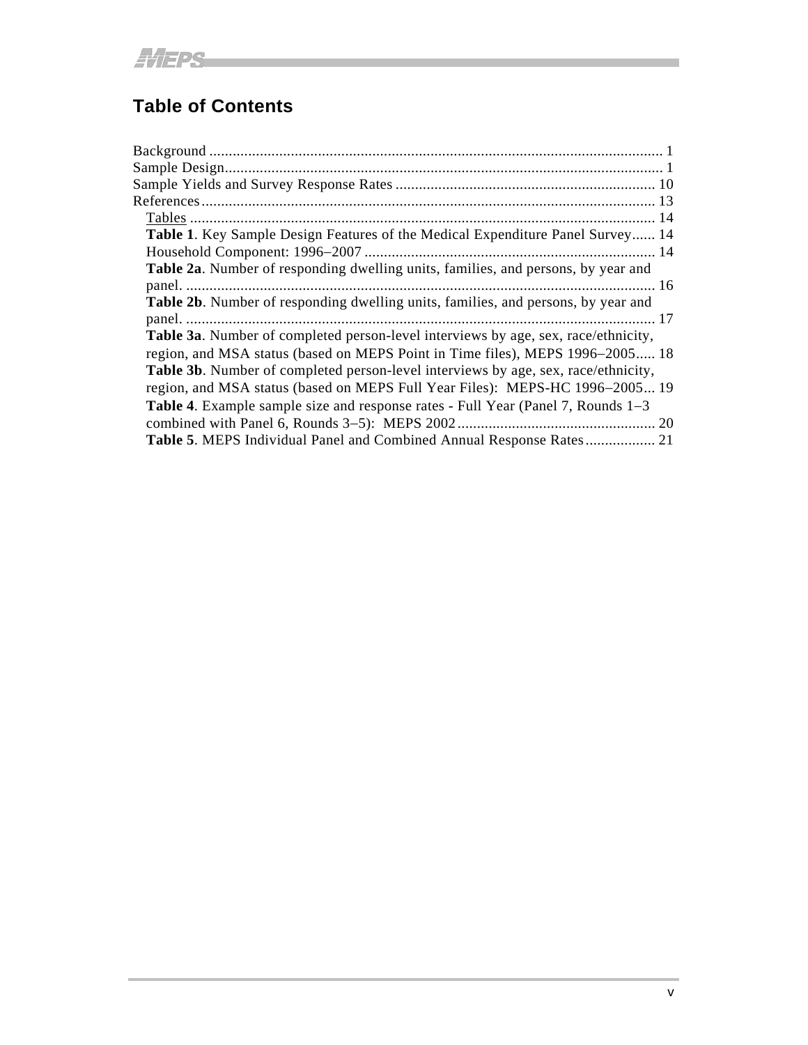## Table of Contents

Background ..................................................................................................................... 1
Sample Design................................................................................................................. 1
Sample Yields and Survey Response Rates ................................................................... 10
References...................................................................................................................... 13
Tables ......................................................................................................................... 14
**Table 1**. Key Sample Design Features of the Medical Expenditure Panel Survey...... 14
Household Component: 1996–2007 ........................................................................... 14
**Table 2a**. Number of responding dwelling units, families, and persons, by year and panel. .......................................................................................................................... 16
**Table 2b**. Number of responding dwelling units, families, and persons, by year and panel. .......................................................................................................................... 17
**Table 3a**. Number of completed person-level interviews by age, sex, race/ethnicity, region, and MSA status (based on MEPS Point in Time files), MEPS 1996–2005..... 18
**Table 3b**. Number of completed person-level interviews by age, sex, race/ethnicity, region, and MSA status (based on MEPS Full Year Files): MEPS-HC 1996–2005... 19
**Table 4**. Example sample size and response rates - Full Year (Panel 7, Rounds 1–3 combined with Panel 6, Rounds 3–5): MEPS 2002 ................................................... 20
**Table 5**. MEPS Individual Panel and Combined Annual Response Rates .................. 21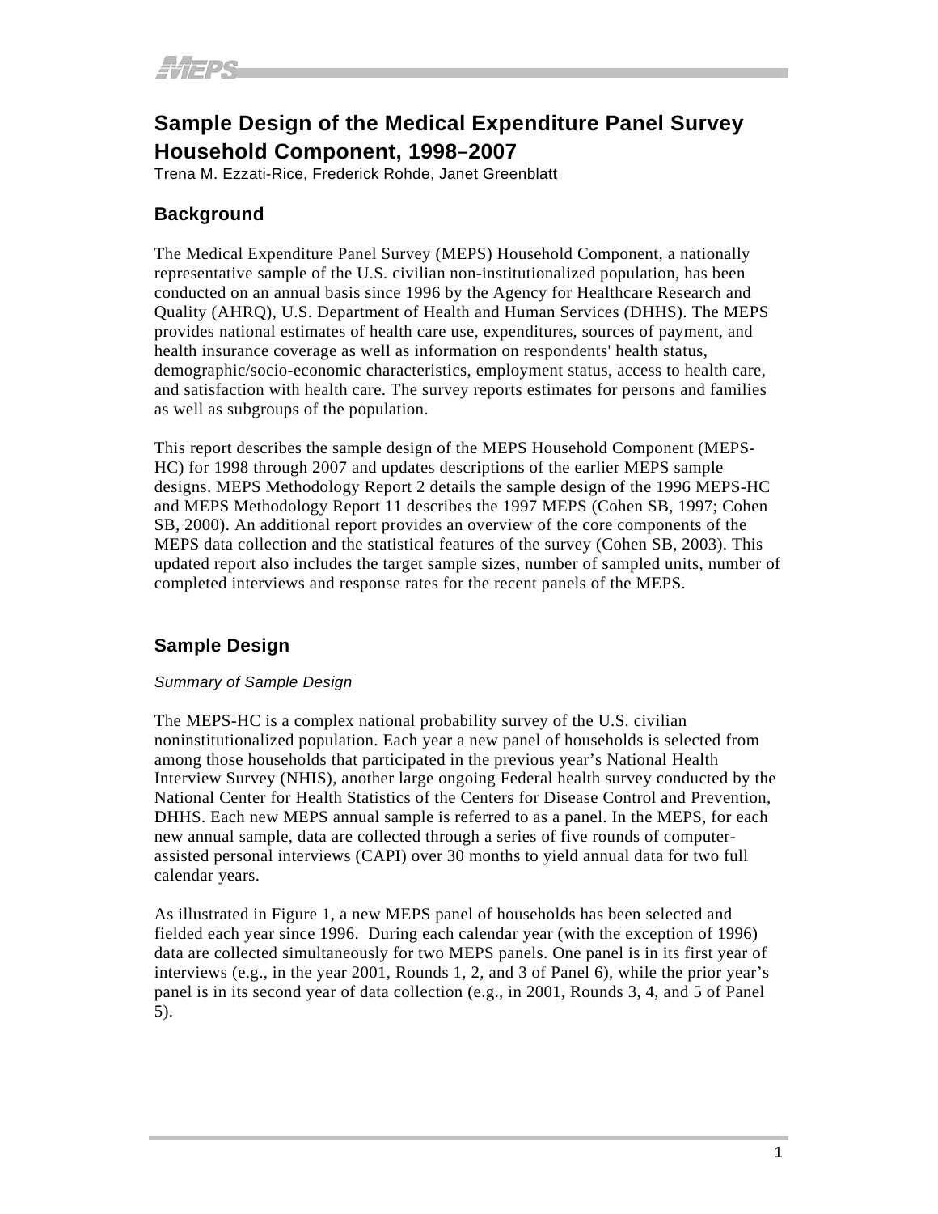# Sample Design of the Medical Expenditure Panel Survey Household Component, 1998–2007

Trena M. Ezzati-Rice, Frederick Rohde, Janet Greenblatt

## Background

The Medical Expenditure Panel Survey (MEPS) Household Component, a nationally representative sample of the U.S. civilian non-institutionalized population, has been conducted on an annual basis since 1996 by the Agency for Healthcare Research and Quality (AHRQ), U.S. Department of Health and Human Services (DHHS). The MEPS provides national estimates of health care use, expenditures, sources of payment, and health insurance coverage as well as information on respondents' health status, demographic/socio-economic characteristics, employment status, access to health care, and satisfaction with health care. The survey reports estimates for persons and families as well as subgroups of the population.

This report describes the sample design of the MEPS Household Component (MEPS-HC) for 1998 through 2007 and updates descriptions of the earlier MEPS sample designs. MEPS Methodology Report 2 details the sample design of the 1996 MEPS-HC and MEPS Methodology Report 11 describes the 1997 MEPS (Cohen SB, 1997; Cohen SB, 2000). An additional report provides an overview of the core components of the MEPS data collection and the statistical features of the survey (Cohen SB, 2003). This updated report also includes the target sample sizes, number of sampled units, number of completed interviews and response rates for the recent panels of the MEPS.

## Sample Design

### *Summary of Sample Design*

The MEPS-HC is a complex national probability survey of the U.S. civilian noninstitutionalized population. Each year a new panel of households is selected from among those households that participated in the previous year's National Health Interview Survey (NHIS), another large ongoing Federal health survey conducted by the National Center for Health Statistics of the Centers for Disease Control and Prevention, DHHS. Each new MEPS annual sample is referred to as a panel. In the MEPS, for each new annual sample, data are collected through a series of five rounds of computer-assisted personal interviews (CAPI) over 30 months to yield annual data for two full calendar years.

As illustrated in Figure 1, a new MEPS panel of households has been selected and fielded each year since 1996. During each calendar year (with the exception of 1996) data are collected simultaneously for two MEPS panels. One panel is in its first year of interviews (e.g., in the year 2001, Rounds 1, 2, and 3 of Panel 6), while the prior year's panel is in its second year of data collection (e.g., in 2001, Rounds 3, 4, and 5 of Panel 5).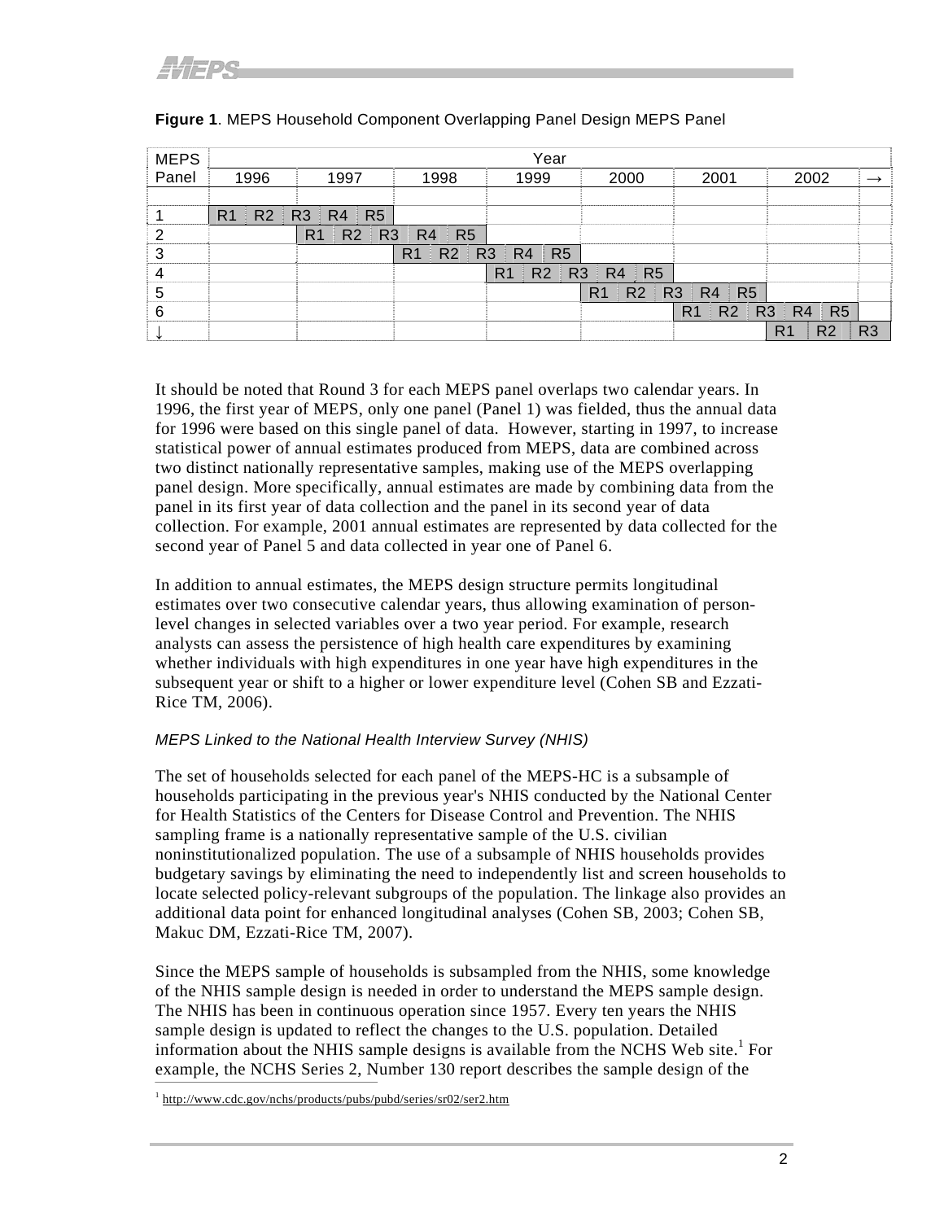**Figure 1**. MEPS Household Component Overlapping Panel Design MEPS Panel

| MEPS Panel | Year | | | | | | | |
|---|---|---|---|---|---|---|---|---|
| | 1996 | 1997 | 1998 | 1999 | 2000 | 2001 | 2002 | → |
| 1 | R1 R2 R3 | R4 R5 | | | | | | |
| 2 | | R1 R2 R3 | R4 R5 | | | | | |
| 3 | | | R1 R2 R3 | R4 R5 | | | | |
| 4 | | | | R1 R2 R3 | R4 R5 | | | |
| 5 | | | | | R1 R2 R3 | R4 R5 | | |
| 6 | | | | | | R1 R2 R3 | R4 R5 | |
| ↓ | | | | | | | R1 R2 | R3 |

It should be noted that Round 3 for each MEPS panel overlaps two calendar years. In 1996, the first year of MEPS, only one panel (Panel 1) was fielded, thus the annual data for 1996 were based on this single panel of data. However, starting in 1997, to increase statistical power of annual estimates produced from MEPS, data are combined across two distinct nationally representative samples, making use of the MEPS overlapping panel design. More specifically, annual estimates are made by combining data from the panel in its first year of data collection and the panel in its second year of data collection. For example, 2001 annual estimates are represented by data collected for the second year of Panel 5 and data collected in year one of Panel 6.

In addition to annual estimates, the MEPS design structure permits longitudinal estimates over two consecutive calendar years, thus allowing examination of person-level changes in selected variables over a two year period. For example, research analysts can assess the persistence of high health care expenditures by examining whether individuals with high expenditures in one year have high expenditures in the subsequent year or shift to a higher or lower expenditure level (Cohen SB and Ezzati-Rice TM, 2006).

*MEPS Linked to the National Health Interview Survey (NHIS)*

The set of households selected for each panel of the MEPS-HC is a subsample of households participating in the previous year's NHIS conducted by the National Center for Health Statistics of the Centers for Disease Control and Prevention. The NHIS sampling frame is a nationally representative sample of the U.S. civilian noninstitutionalized population. The use of a subsample of NHIS households provides budgetary savings by eliminating the need to independently list and screen households to locate selected policy-relevant subgroups of the population. The linkage also provides an additional data point for enhanced longitudinal analyses (Cohen SB, 2003; Cohen SB, Makuc DM, Ezzati-Rice TM, 2007).

Since the MEPS sample of households is subsampled from the NHIS, some knowledge of the NHIS sample design is needed in order to understand the MEPS sample design. The NHIS has been in continuous operation since 1957. Every ten years the NHIS sample design is updated to reflect the changes to the U.S. population. Detailed information about the NHIS sample designs is available from the NCHS Web site.[1] For example, the NCHS Series 2, Number 130 report describes the sample design of the

[1] http://www.cdc.gov/nchs/products/pubs/pubd/series/sr02/ser2.htm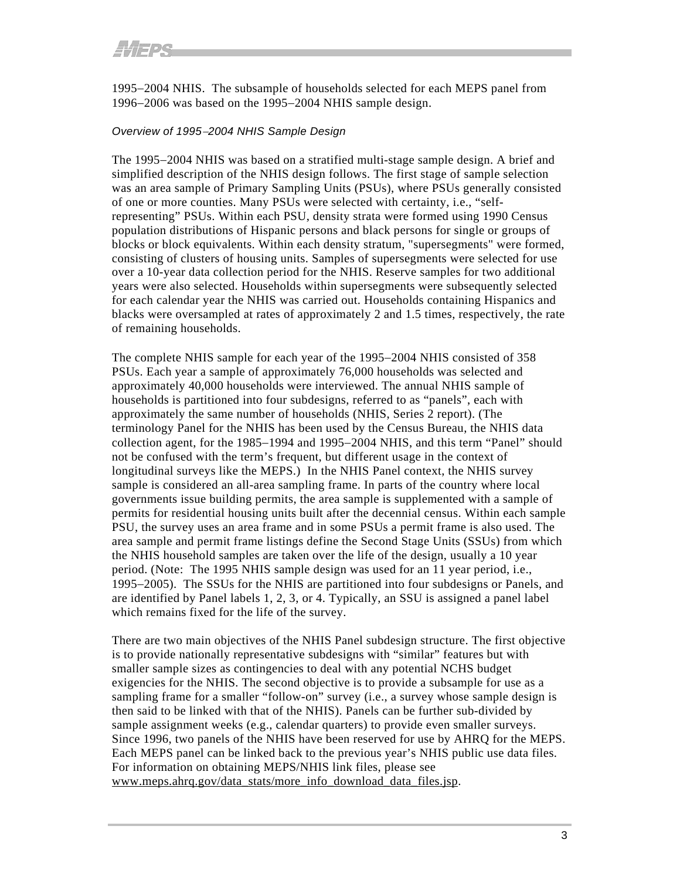1995–2004 NHIS. The subsample of households selected for each MEPS panel from 1996–2006 was based on the 1995–2004 NHIS sample design.

### *Overview of 1995–2004 NHIS Sample Design*

The 1995–2004 NHIS was based on a stratified multi-stage sample design. A brief and simplified description of the NHIS design follows. The first stage of sample selection was an area sample of Primary Sampling Units (PSUs), where PSUs generally consisted of one or more counties. Many PSUs were selected with certainty, i.e., "self-representing" PSUs. Within each PSU, density strata were formed using 1990 Census population distributions of Hispanic persons and black persons for single or groups of blocks or block equivalents. Within each density stratum, "supersegments" were formed, consisting of clusters of housing units. Samples of supersegments were selected for use over a 10-year data collection period for the NHIS. Reserve samples for two additional years were also selected. Households within supersegments were subsequently selected for each calendar year the NHIS was carried out. Households containing Hispanics and blacks were oversampled at rates of approximately 2 and 1.5 times, respectively, the rate of remaining households.

The complete NHIS sample for each year of the 1995–2004 NHIS consisted of 358 PSUs. Each year a sample of approximately 76,000 households was selected and approximately 40,000 households were interviewed. The annual NHIS sample of households is partitioned into four subdesigns, referred to as "panels", each with approximately the same number of households (NHIS, Series 2 report). (The terminology Panel for the NHIS has been used by the Census Bureau, the NHIS data collection agent, for the 1985–1994 and 1995–2004 NHIS, and this term "Panel" should not be confused with the term's frequent, but different usage in the context of longitudinal surveys like the MEPS.) In the NHIS Panel context, the NHIS survey sample is considered an all-area sampling frame. In parts of the country where local governments issue building permits, the area sample is supplemented with a sample of permits for residential housing units built after the decennial census. Within each sample PSU, the survey uses an area frame and in some PSUs a permit frame is also used. The area sample and permit frame listings define the Second Stage Units (SSUs) from which the NHIS household samples are taken over the life of the design, usually a 10 year period. (Note: The 1995 NHIS sample design was used for an 11 year period, i.e., 1995–2005). The SSUs for the NHIS are partitioned into four subdesigns or Panels, and are identified by Panel labels 1, 2, 3, or 4. Typically, an SSU is assigned a panel label which remains fixed for the life of the survey.

There are two main objectives of the NHIS Panel subdesign structure. The first objective is to provide nationally representative subdesigns with "similar" features but with smaller sample sizes as contingencies to deal with any potential NCHS budget exigencies for the NHIS. The second objective is to provide a subsample for use as a sampling frame for a smaller "follow-on" survey (i.e., a survey whose sample design is then said to be linked with that of the NHIS). Panels can be further sub-divided by sample assignment weeks (e.g., calendar quarters) to provide even smaller surveys. Since 1996, two panels of the NHIS have been reserved for use by AHRQ for the MEPS. Each MEPS panel can be linked back to the previous year's NHIS public use data files. For information on obtaining MEPS/NHIS link files, please see www.meps.ahrq.gov/data_stats/more_info_download_data_files.jsp.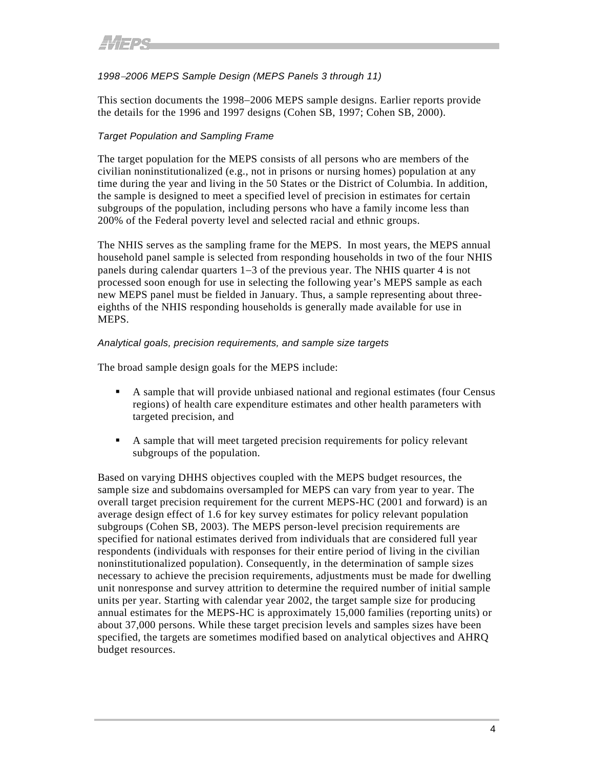*1998–2006 MEPS Sample Design (MEPS Panels 3 through 11)*

This section documents the 1998–2006 MEPS sample designs. Earlier reports provide the details for the 1996 and 1997 designs (Cohen SB, 1997; Cohen SB, 2000).

*Target Population and Sampling Frame*

The target population for the MEPS consists of all persons who are members of the civilian noninstitutionalized (e.g., not in prisons or nursing homes) population at any time during the year and living in the 50 States or the District of Columbia. In addition, the sample is designed to meet a specified level of precision in estimates for certain subgroups of the population, including persons who have a family income less than 200% of the Federal poverty level and selected racial and ethnic groups.

The NHIS serves as the sampling frame for the MEPS. In most years, the MEPS annual household panel sample is selected from responding households in two of the four NHIS panels during calendar quarters 1–3 of the previous year. The NHIS quarter 4 is not processed soon enough for use in selecting the following year's MEPS sample as each new MEPS panel must be fielded in January. Thus, a sample representing about three-eighths of the NHIS responding households is generally made available for use in MEPS.

*Analytical goals, precision requirements, and sample size targets*

The broad sample design goals for the MEPS include:

- A sample that will provide unbiased national and regional estimates (four Census regions) of health care expenditure estimates and other health parameters with targeted precision, and
- A sample that will meet targeted precision requirements for policy relevant subgroups of the population.

Based on varying DHHS objectives coupled with the MEPS budget resources, the sample size and subdomains oversampled for MEPS can vary from year to year. The overall target precision requirement for the current MEPS-HC (2001 and forward) is an average design effect of 1.6 for key survey estimates for policy relevant population subgroups (Cohen SB, 2003). The MEPS person-level precision requirements are specified for national estimates derived from individuals that are considered full year respondents (individuals with responses for their entire period of living in the civilian noninstitutionalized population). Consequently, in the determination of sample sizes necessary to achieve the precision requirements, adjustments must be made for dwelling unit nonresponse and survey attrition to determine the required number of initial sample units per year. Starting with calendar year 2002, the target sample size for producing annual estimates for the MEPS-HC is approximately 15,000 families (reporting units) or about 37,000 persons. While these target precision levels and samples sizes have been specified, the targets are sometimes modified based on analytical objectives and AHRQ budget resources.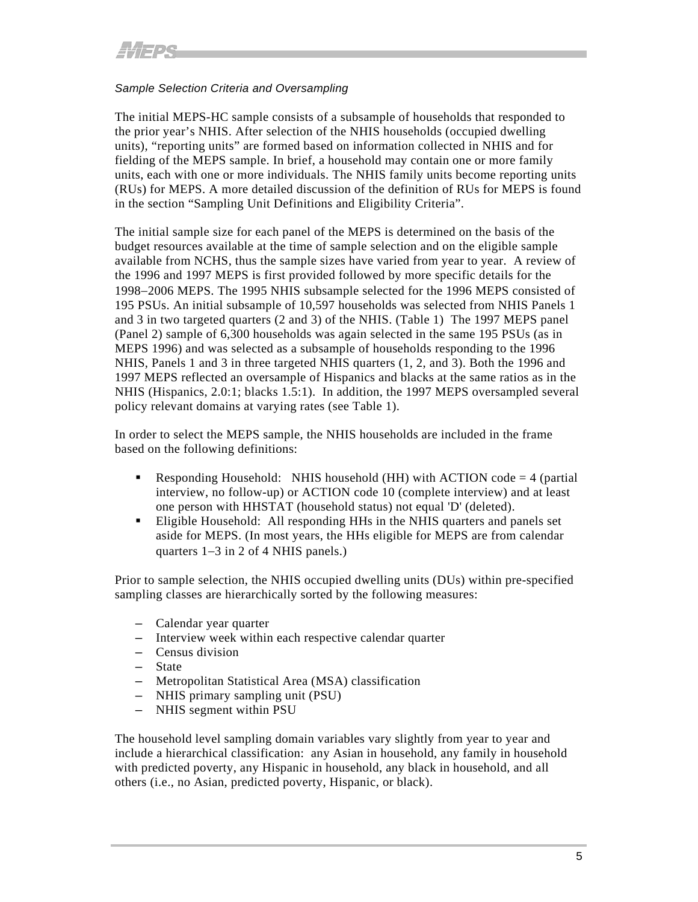*Sample Selection Criteria and Oversampling*

The initial MEPS-HC sample consists of a subsample of households that responded to the prior year's NHIS. After selection of the NHIS households (occupied dwelling units), "reporting units" are formed based on information collected in NHIS and for fielding of the MEPS sample. In brief, a household may contain one or more family units, each with one or more individuals. The NHIS family units become reporting units (RUs) for MEPS. A more detailed discussion of the definition of RUs for MEPS is found in the section "Sampling Unit Definitions and Eligibility Criteria".

The initial sample size for each panel of the MEPS is determined on the basis of the budget resources available at the time of sample selection and on the eligible sample available from NCHS, thus the sample sizes have varied from year to year. A review of the 1996 and 1997 MEPS is first provided followed by more specific details for the 1998–2006 MEPS. The 1995 NHIS subsample selected for the 1996 MEPS consisted of 195 PSUs. An initial subsample of 10,597 households was selected from NHIS Panels 1 and 3 in two targeted quarters (2 and 3) of the NHIS. (Table 1) The 1997 MEPS panel (Panel 2) sample of 6,300 households was again selected in the same 195 PSUs (as in MEPS 1996) and was selected as a subsample of households responding to the 1996 NHIS, Panels 1 and 3 in three targeted NHIS quarters (1, 2, and 3). Both the 1996 and 1997 MEPS reflected an oversample of Hispanics and blacks at the same ratios as in the NHIS (Hispanics, 2.0:1; blacks 1.5:1). In addition, the 1997 MEPS oversampled several policy relevant domains at varying rates (see Table 1).

In order to select the MEPS sample, the NHIS households are included in the frame based on the following definitions:

- Responding Household: NHIS household (HH) with ACTION code = 4 (partial interview, no follow-up) or ACTION code 10 (complete interview) and at least one person with HHSTAT (household status) not equal 'D' (deleted).
- Eligible Household: All responding HHs in the NHIS quarters and panels set aside for MEPS. (In most years, the HHs eligible for MEPS are from calendar quarters 1–3 in 2 of 4 NHIS panels.)

Prior to sample selection, the NHIS occupied dwelling units (DUs) within pre-specified sampling classes are hierarchically sorted by the following measures:

- Calendar year quarter
- Interview week within each respective calendar quarter
- Census division
- State
- Metropolitan Statistical Area (MSA) classification
- NHIS primary sampling unit (PSU)
- NHIS segment within PSU

The household level sampling domain variables vary slightly from year to year and include a hierarchical classification: any Asian in household, any family in household with predicted poverty, any Hispanic in household, any black in household, and all others (i.e., no Asian, predicted poverty, Hispanic, or black).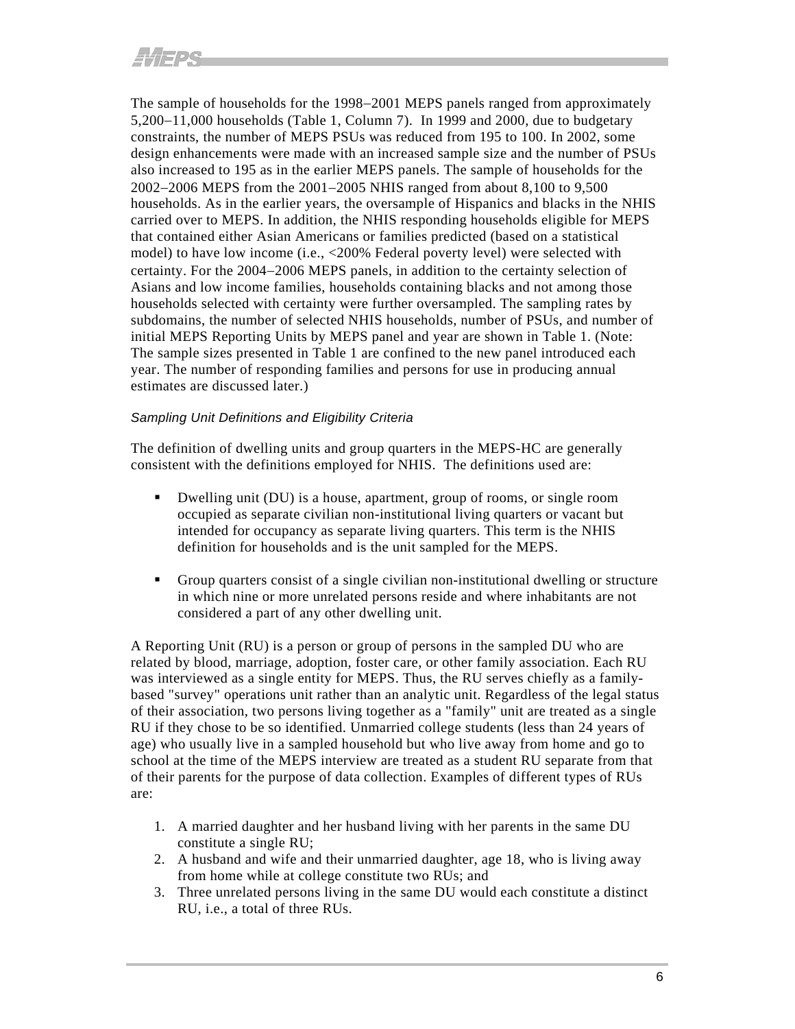The sample of households for the 1998−2001 MEPS panels ranged from approximately 5,200−11,000 households (Table 1, Column 7). In 1999 and 2000, due to budgetary constraints, the number of MEPS PSUs was reduced from 195 to 100. In 2002, some design enhancements were made with an increased sample size and the number of PSUs also increased to 195 as in the earlier MEPS panels. The sample of households for the 2002−2006 MEPS from the 2001−2005 NHIS ranged from about 8,100 to 9,500 households. As in the earlier years, the oversample of Hispanics and blacks in the NHIS carried over to MEPS. In addition, the NHIS responding households eligible for MEPS that contained either Asian Americans or families predicted (based on a statistical model) to have low income (i.e., <200% Federal poverty level) were selected with certainty. For the 2004−2006 MEPS panels, in addition to the certainty selection of Asians and low income families, households containing blacks and not among those households selected with certainty were further oversampled. The sampling rates by subdomains, the number of selected NHIS households, number of PSUs, and number of initial MEPS Reporting Units by MEPS panel and year are shown in Table 1. (Note: The sample sizes presented in Table 1 are confined to the new panel introduced each year. The number of responding families and persons for use in producing annual estimates are discussed later.)

### *Sampling Unit Definitions and Eligibility Criteria*

The definition of dwelling units and group quarters in the MEPS-HC are generally consistent with the definitions employed for NHIS. The definitions used are:

- Dwelling unit (DU) is a house, apartment, group of rooms, or single room occupied as separate civilian non-institutional living quarters or vacant but intended for occupancy as separate living quarters. This term is the NHIS definition for households and is the unit sampled for the MEPS.
- Group quarters consist of a single civilian non-institutional dwelling or structure in which nine or more unrelated persons reside and where inhabitants are not considered a part of any other dwelling unit.

A Reporting Unit (RU) is a person or group of persons in the sampled DU who are related by blood, marriage, adoption, foster care, or other family association. Each RU was interviewed as a single entity for MEPS. Thus, the RU serves chiefly as a family-based "survey" operations unit rather than an analytic unit. Regardless of the legal status of their association, two persons living together as a "family" unit are treated as a single RU if they chose to be so identified. Unmarried college students (less than 24 years of age) who usually live in a sampled household but who live away from home and go to school at the time of the MEPS interview are treated as a student RU separate from that of their parents for the purpose of data collection. Examples of different types of RUs are:

1. A married daughter and her husband living with her parents in the same DU constitute a single RU;
2. A husband and wife and their unmarried daughter, age 18, who is living away from home while at college constitute two RUs; and
3. Three unrelated persons living in the same DU would each constitute a distinct RU, i.e., a total of three RUs.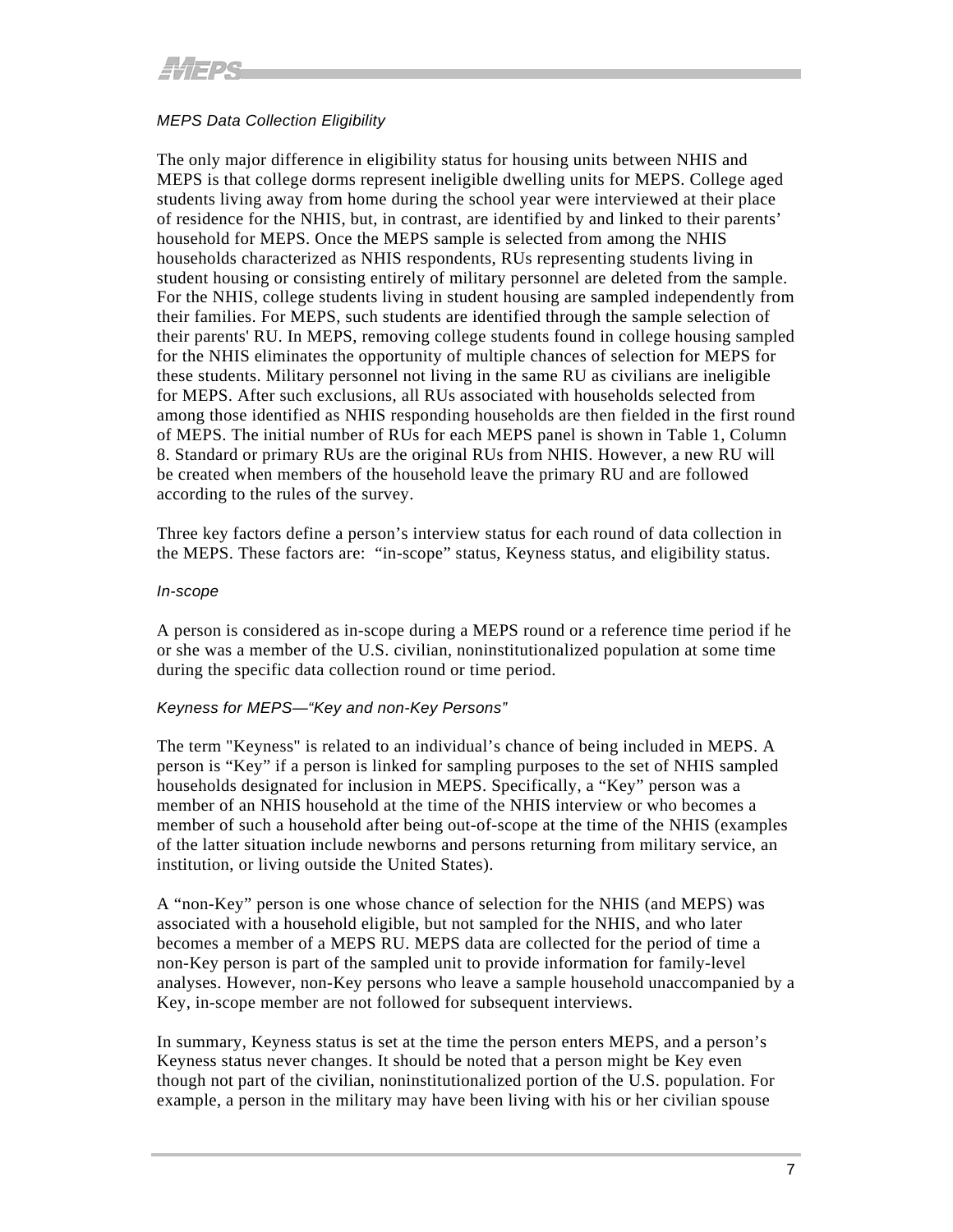*MEPS Data Collection Eligibility*

The only major difference in eligibility status for housing units between NHIS and MEPS is that college dorms represent ineligible dwelling units for MEPS. College aged students living away from home during the school year were interviewed at their place of residence for the NHIS, but, in contrast, are identified by and linked to their parents' household for MEPS. Once the MEPS sample is selected from among the NHIS households characterized as NHIS respondents, RUs representing students living in student housing or consisting entirely of military personnel are deleted from the sample. For the NHIS, college students living in student housing are sampled independently from their families. For MEPS, such students are identified through the sample selection of their parents' RU. In MEPS, removing college students found in college housing sampled for the NHIS eliminates the opportunity of multiple chances of selection for MEPS for these students. Military personnel not living in the same RU as civilians are ineligible for MEPS. After such exclusions, all RUs associated with households selected from among those identified as NHIS responding households are then fielded in the first round of MEPS. The initial number of RUs for each MEPS panel is shown in Table 1, Column 8. Standard or primary RUs are the original RUs from NHIS. However, a new RU will be created when members of the household leave the primary RU and are followed according to the rules of the survey.

Three key factors define a person's interview status for each round of data collection in the MEPS. These factors are: "in-scope" status, Keyness status, and eligibility status.

*In-scope*

A person is considered as in-scope during a MEPS round or a reference time period if he or she was a member of the U.S. civilian, noninstitutionalized population at some time during the specific data collection round or time period.

*Keyness for MEPS—"Key and non-Key Persons"*

The term "Keyness" is related to an individual's chance of being included in MEPS. A person is "Key" if a person is linked for sampling purposes to the set of NHIS sampled households designated for inclusion in MEPS. Specifically, a "Key" person was a member of an NHIS household at the time of the NHIS interview or who becomes a member of such a household after being out-of-scope at the time of the NHIS (examples of the latter situation include newborns and persons returning from military service, an institution, or living outside the United States).

A "non-Key" person is one whose chance of selection for the NHIS (and MEPS) was associated with a household eligible, but not sampled for the NHIS, and who later becomes a member of a MEPS RU. MEPS data are collected for the period of time a non-Key person is part of the sampled unit to provide information for family-level analyses. However, non-Key persons who leave a sample household unaccompanied by a Key, in-scope member are not followed for subsequent interviews.

In summary, Keyness status is set at the time the person enters MEPS, and a person's Keyness status never changes. It should be noted that a person might be Key even though not part of the civilian, noninstitutionalized portion of the U.S. population. For example, a person in the military may have been living with his or her civilian spouse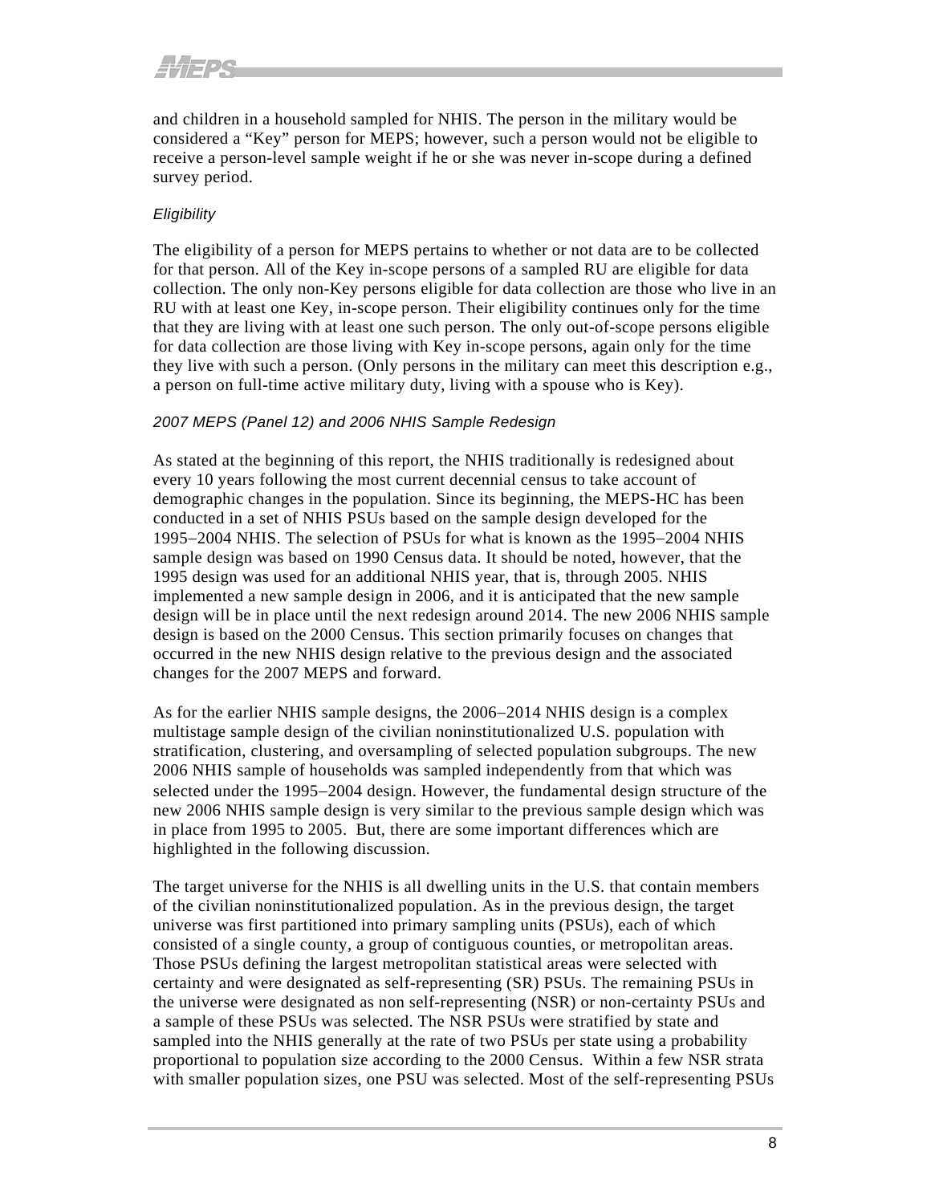and children in a household sampled for NHIS. The person in the military would be considered a "Key" person for MEPS; however, such a person would not be eligible to receive a person-level sample weight if he or she was never in-scope during a defined survey period.

#### *Eligibility*

The eligibility of a person for MEPS pertains to whether or not data are to be collected for that person. All of the Key in-scope persons of a sampled RU are eligible for data collection. The only non-Key persons eligible for data collection are those who live in an RU with at least one Key, in-scope person. Their eligibility continues only for the time that they are living with at least one such person. The only out-of-scope persons eligible for data collection are those living with Key in-scope persons, again only for the time they live with such a person. (Only persons in the military can meet this description e.g., a person on full-time active military duty, living with a spouse who is Key).

#### *2007 MEPS (Panel 12) and 2006 NHIS Sample Redesign*

As stated at the beginning of this report, the NHIS traditionally is redesigned about every 10 years following the most current decennial census to take account of demographic changes in the population. Since its beginning, the MEPS-HC has been conducted in a set of NHIS PSUs based on the sample design developed for the 1995–2004 NHIS. The selection of PSUs for what is known as the 1995–2004 NHIS sample design was based on 1990 Census data. It should be noted, however, that the 1995 design was used for an additional NHIS year, that is, through 2005. NHIS implemented a new sample design in 2006, and it is anticipated that the new sample design will be in place until the next redesign around 2014. The new 2006 NHIS sample design is based on the 2000 Census. This section primarily focuses on changes that occurred in the new NHIS design relative to the previous design and the associated changes for the 2007 MEPS and forward.

As for the earlier NHIS sample designs, the 2006–2014 NHIS design is a complex multistage sample design of the civilian noninstitutionalized U.S. population with stratification, clustering, and oversampling of selected population subgroups. The new 2006 NHIS sample of households was sampled independently from that which was selected under the 1995–2004 design. However, the fundamental design structure of the new 2006 NHIS sample design is very similar to the previous sample design which was in place from 1995 to 2005. But, there are some important differences which are highlighted in the following discussion.

The target universe for the NHIS is all dwelling units in the U.S. that contain members of the civilian noninstitutionalized population. As in the previous design, the target universe was first partitioned into primary sampling units (PSUs), each of which consisted of a single county, a group of contiguous counties, or metropolitan areas. Those PSUs defining the largest metropolitan statistical areas were selected with certainty and were designated as self-representing (SR) PSUs. The remaining PSUs in the universe were designated as non self-representing (NSR) or non-certainty PSUs and a sample of these PSUs was selected. The NSR PSUs were stratified by state and sampled into the NHIS generally at the rate of two PSUs per state using a probability proportional to population size according to the 2000 Census. Within a few NSR strata with smaller population sizes, one PSU was selected. Most of the self-representing PSUs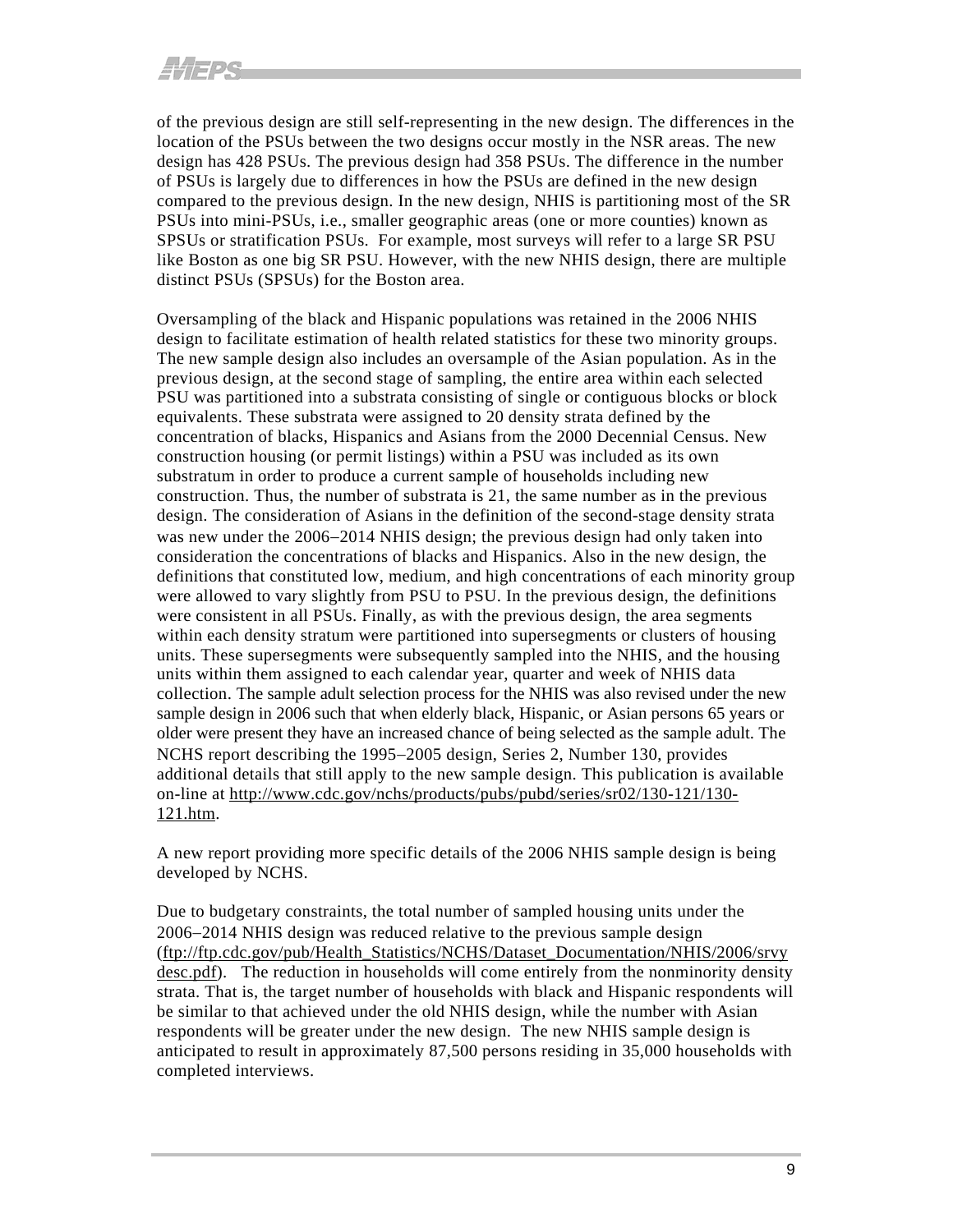of the previous design are still self-representing in the new design. The differences in the location of the PSUs between the two designs occur mostly in the NSR areas. The new design has 428 PSUs. The previous design had 358 PSUs. The difference in the number of PSUs is largely due to differences in how the PSUs are defined in the new design compared to the previous design. In the new design, NHIS is partitioning most of the SR PSUs into mini-PSUs, i.e., smaller geographic areas (one or more counties) known as SPSUs or stratification PSUs. For example, most surveys will refer to a large SR PSU like Boston as one big SR PSU. However, with the new NHIS design, there are multiple distinct PSUs (SPSUs) for the Boston area.

Oversampling of the black and Hispanic populations was retained in the 2006 NHIS design to facilitate estimation of health related statistics for these two minority groups. The new sample design also includes an oversample of the Asian population. As in the previous design, at the second stage of sampling, the entire area within each selected PSU was partitioned into a substrata consisting of single or contiguous blocks or block equivalents. These substrata were assigned to 20 density strata defined by the concentration of blacks, Hispanics and Asians from the 2000 Decennial Census. New construction housing (or permit listings) within a PSU was included as its own substratum in order to produce a current sample of households including new construction. Thus, the number of substrata is 21, the same number as in the previous design. The consideration of Asians in the definition of the second-stage density strata was new under the 2006−2014 NHIS design; the previous design had only taken into consideration the concentrations of blacks and Hispanics. Also in the new design, the definitions that constituted low, medium, and high concentrations of each minority group were allowed to vary slightly from PSU to PSU. In the previous design, the definitions were consistent in all PSUs. Finally, as with the previous design, the area segments within each density stratum were partitioned into supersegments or clusters of housing units. These supersegments were subsequently sampled into the NHIS, and the housing units within them assigned to each calendar year, quarter and week of NHIS data collection. The sample adult selection process for the NHIS was also revised under the new sample design in 2006 such that when elderly black, Hispanic, or Asian persons 65 years or older were present they have an increased chance of being selected as the sample adult. The NCHS report describing the 1995−2005 design, Series 2, Number 130, provides additional details that still apply to the new sample design. This publication is available on-line at http://www.cdc.gov/nchs/products/pubs/pubd/series/sr02/130-121/130-121.htm.

A new report providing more specific details of the 2006 NHIS sample design is being developed by NCHS.

Due to budgetary constraints, the total number of sampled housing units under the 2006−2014 NHIS design was reduced relative to the previous sample design (ftp://ftp.cdc.gov/pub/Health_Statistics/NCHS/Dataset_Documentation/NHIS/2006/srvydesc.pdf). The reduction in households will come entirely from the nonminority density strata. That is, the target number of households with black and Hispanic respondents will be similar to that achieved under the old NHIS design, while the number with Asian respondents will be greater under the new design. The new NHIS sample design is anticipated to result in approximately 87,500 persons residing in 35,000 households with completed interviews.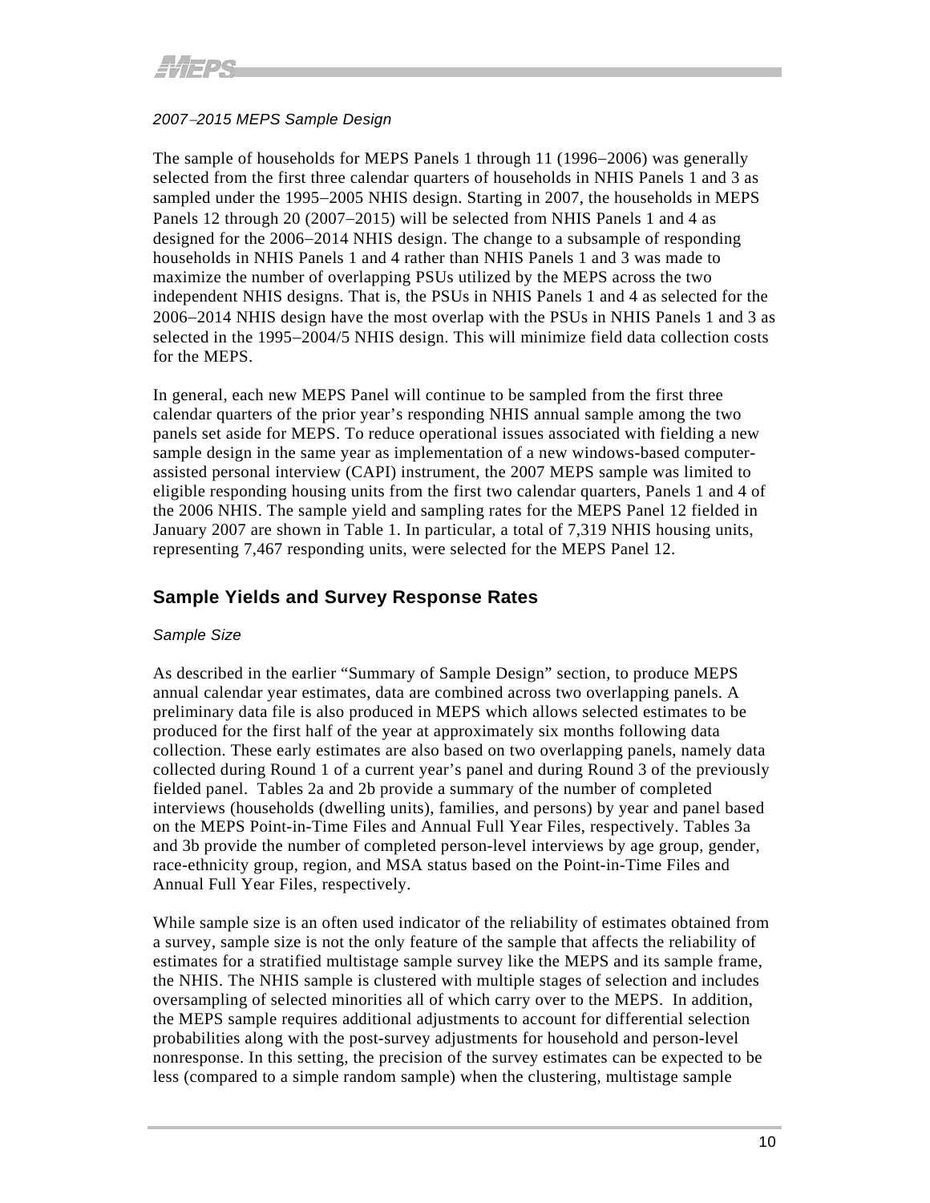*2007–2015 MEPS Sample Design*

The sample of households for MEPS Panels 1 through 11 (1996–2006) was generally selected from the first three calendar quarters of households in NHIS Panels 1 and 3 as sampled under the 1995–2005 NHIS design. Starting in 2007, the households in MEPS Panels 12 through 20 (2007–2015) will be selected from NHIS Panels 1 and 4 as designed for the 2006–2014 NHIS design. The change to a subsample of responding households in NHIS Panels 1 and 4 rather than NHIS Panels 1 and 3 was made to maximize the number of overlapping PSUs utilized by the MEPS across the two independent NHIS designs. That is, the PSUs in NHIS Panels 1 and 4 as selected for the 2006–2014 NHIS design have the most overlap with the PSUs in NHIS Panels 1 and 3 as selected in the 1995–2004/5 NHIS design. This will minimize field data collection costs for the MEPS.

In general, each new MEPS Panel will continue to be sampled from the first three calendar quarters of the prior year's responding NHIS annual sample among the two panels set aside for MEPS. To reduce operational issues associated with fielding a new sample design in the same year as implementation of a new windows-based computer-assisted personal interview (CAPI) instrument, the 2007 MEPS sample was limited to eligible responding housing units from the first two calendar quarters, Panels 1 and 4 of the 2006 NHIS. The sample yield and sampling rates for the MEPS Panel 12 fielded in January 2007 are shown in Table 1. In particular, a total of 7,319 NHIS housing units, representing 7,467 responding units, were selected for the MEPS Panel 12.

## Sample Yields and Survey Response Rates

*Sample Size*

As described in the earlier "Summary of Sample Design" section, to produce MEPS annual calendar year estimates, data are combined across two overlapping panels. A preliminary data file is also produced in MEPS which allows selected estimates to be produced for the first half of the year at approximately six months following data collection. These early estimates are also based on two overlapping panels, namely data collected during Round 1 of a current year's panel and during Round 3 of the previously fielded panel. Tables 2a and 2b provide a summary of the number of completed interviews (households (dwelling units), families, and persons) by year and panel based on the MEPS Point-in-Time Files and Annual Full Year Files, respectively. Tables 3a and 3b provide the number of completed person-level interviews by age group, gender, race-ethnicity group, region, and MSA status based on the Point-in-Time Files and Annual Full Year Files, respectively.

While sample size is an often used indicator of the reliability of estimates obtained from a survey, sample size is not the only feature of the sample that affects the reliability of estimates for a stratified multistage sample survey like the MEPS and its sample frame, the NHIS. The NHIS sample is clustered with multiple stages of selection and includes oversampling of selected minorities all of which carry over to the MEPS. In addition, the MEPS sample requires additional adjustments to account for differential selection probabilities along with the post-survey adjustments for household and person-level nonresponse. In this setting, the precision of the survey estimates can be expected to be less (compared to a simple random sample) when the clustering, multistage sample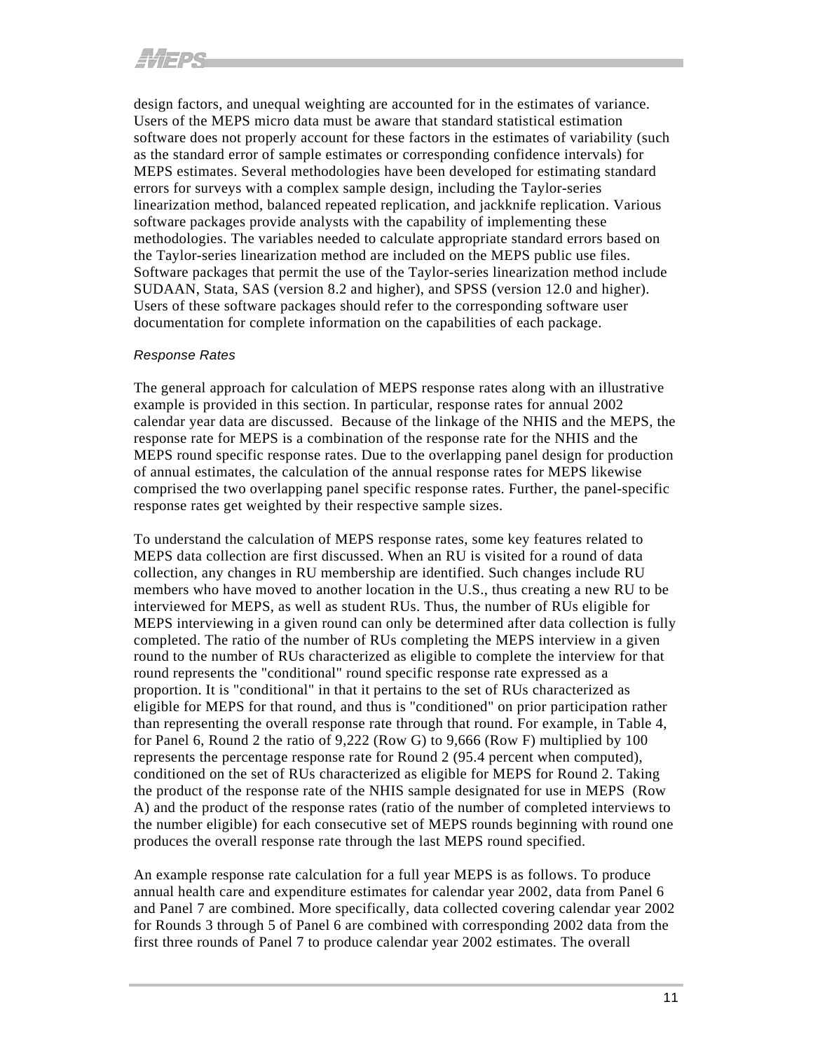design factors, and unequal weighting are accounted for in the estimates of variance. Users of the MEPS micro data must be aware that standard statistical estimation software does not properly account for these factors in the estimates of variability (such as the standard error of sample estimates or corresponding confidence intervals) for MEPS estimates. Several methodologies have been developed for estimating standard errors for surveys with a complex sample design, including the Taylor-series linearization method, balanced repeated replication, and jackknife replication. Various software packages provide analysts with the capability of implementing these methodologies. The variables needed to calculate appropriate standard errors based on the Taylor-series linearization method are included on the MEPS public use files. Software packages that permit the use of the Taylor-series linearization method include SUDAAN, Stata, SAS (version 8.2 and higher), and SPSS (version 12.0 and higher). Users of these software packages should refer to the corresponding software user documentation for complete information on the capabilities of each package.

*Response Rates*

The general approach for calculation of MEPS response rates along with an illustrative example is provided in this section. In particular, response rates for annual 2002 calendar year data are discussed. Because of the linkage of the NHIS and the MEPS, the response rate for MEPS is a combination of the response rate for the NHIS and the MEPS round specific response rates. Due to the overlapping panel design for production of annual estimates, the calculation of the annual response rates for MEPS likewise comprised the two overlapping panel specific response rates. Further, the panel-specific response rates get weighted by their respective sample sizes.

To understand the calculation of MEPS response rates, some key features related to MEPS data collection are first discussed. When an RU is visited for a round of data collection, any changes in RU membership are identified. Such changes include RU members who have moved to another location in the U.S., thus creating a new RU to be interviewed for MEPS, as well as student RUs. Thus, the number of RUs eligible for MEPS interviewing in a given round can only be determined after data collection is fully completed. The ratio of the number of RUs completing the MEPS interview in a given round to the number of RUs characterized as eligible to complete the interview for that round represents the "conditional" round specific response rate expressed as a proportion. It is "conditional" in that it pertains to the set of RUs characterized as eligible for MEPS for that round, and thus is "conditioned" on prior participation rather than representing the overall response rate through that round. For example, in Table 4, for Panel 6, Round 2 the ratio of 9,222 (Row G) to 9,666 (Row F) multiplied by 100 represents the percentage response rate for Round 2 (95.4 percent when computed), conditioned on the set of RUs characterized as eligible for MEPS for Round 2. Taking the product of the response rate of the NHIS sample designated for use in MEPS (Row A) and the product of the response rates (ratio of the number of completed interviews to the number eligible) for each consecutive set of MEPS rounds beginning with round one produces the overall response rate through the last MEPS round specified.

An example response rate calculation for a full year MEPS is as follows. To produce annual health care and expenditure estimates for calendar year 2002, data from Panel 6 and Panel 7 are combined. More specifically, data collected covering calendar year 2002 for Rounds 3 through 5 of Panel 6 are combined with corresponding 2002 data from the first three rounds of Panel 7 to produce calendar year 2002 estimates. The overall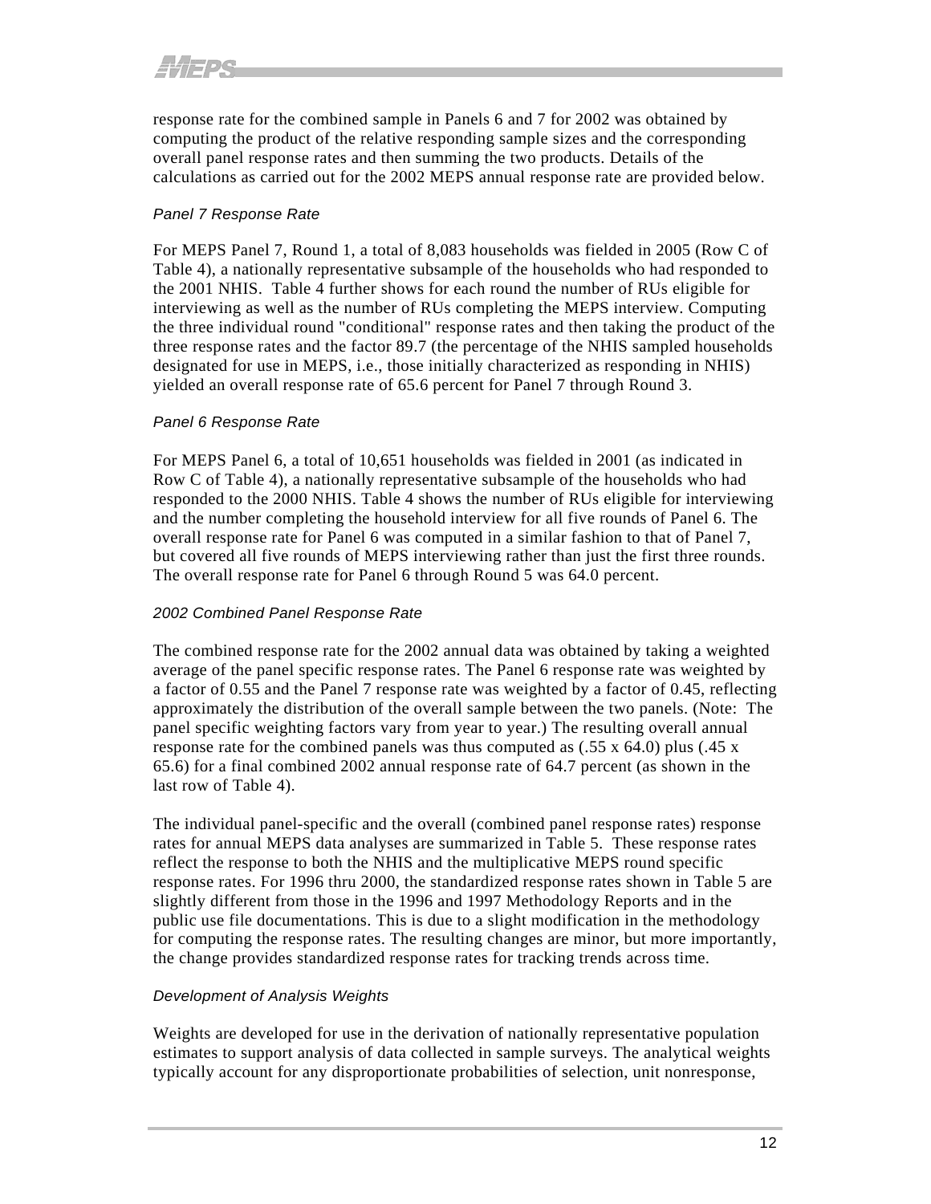response rate for the combined sample in Panels 6 and 7 for 2002 was obtained by computing the product of the relative responding sample sizes and the corresponding overall panel response rates and then summing the two products. Details of the calculations as carried out for the 2002 MEPS annual response rate are provided below.

### *Panel 7 Response Rate*

For MEPS Panel 7, Round 1, a total of 8,083 households was fielded in 2005 (Row C of Table 4), a nationally representative subsample of the households who had responded to the 2001 NHIS. Table 4 further shows for each round the number of RUs eligible for interviewing as well as the number of RUs completing the MEPS interview. Computing the three individual round "conditional" response rates and then taking the product of the three response rates and the factor 89.7 (the percentage of the NHIS sampled households designated for use in MEPS, i.e., those initially characterized as responding in NHIS) yielded an overall response rate of 65.6 percent for Panel 7 through Round 3.

### *Panel 6 Response Rate*

For MEPS Panel 6, a total of 10,651 households was fielded in 2001 (as indicated in Row C of Table 4), a nationally representative subsample of the households who had responded to the 2000 NHIS. Table 4 shows the number of RUs eligible for interviewing and the number completing the household interview for all five rounds of Panel 6. The overall response rate for Panel 6 was computed in a similar fashion to that of Panel 7, but covered all five rounds of MEPS interviewing rather than just the first three rounds. The overall response rate for Panel 6 through Round 5 was 64.0 percent.

### *2002 Combined Panel Response Rate*

The combined response rate for the 2002 annual data was obtained by taking a weighted average of the panel specific response rates. The Panel 6 response rate was weighted by a factor of 0.55 and the Panel 7 response rate was weighted by a factor of 0.45, reflecting approximately the distribution of the overall sample between the two panels. (Note: The panel specific weighting factors vary from year to year.) The resulting overall annual response rate for the combined panels was thus computed as (.55 x 64.0) plus (.45 x 65.6) for a final combined 2002 annual response rate of 64.7 percent (as shown in the last row of Table 4).

The individual panel-specific and the overall (combined panel response rates) response rates for annual MEPS data analyses are summarized in Table 5. These response rates reflect the response to both the NHIS and the multiplicative MEPS round specific response rates. For 1996 thru 2000, the standardized response rates shown in Table 5 are slightly different from those in the 1996 and 1997 Methodology Reports and in the public use file documentations. This is due to a slight modification in the methodology for computing the response rates. The resulting changes are minor, but more importantly, the change provides standardized response rates for tracking trends across time.

### *Development of Analysis Weights*

Weights are developed for use in the derivation of nationally representative population estimates to support analysis of data collected in sample surveys. The analytical weights typically account for any disproportionate probabilities of selection, unit nonresponse,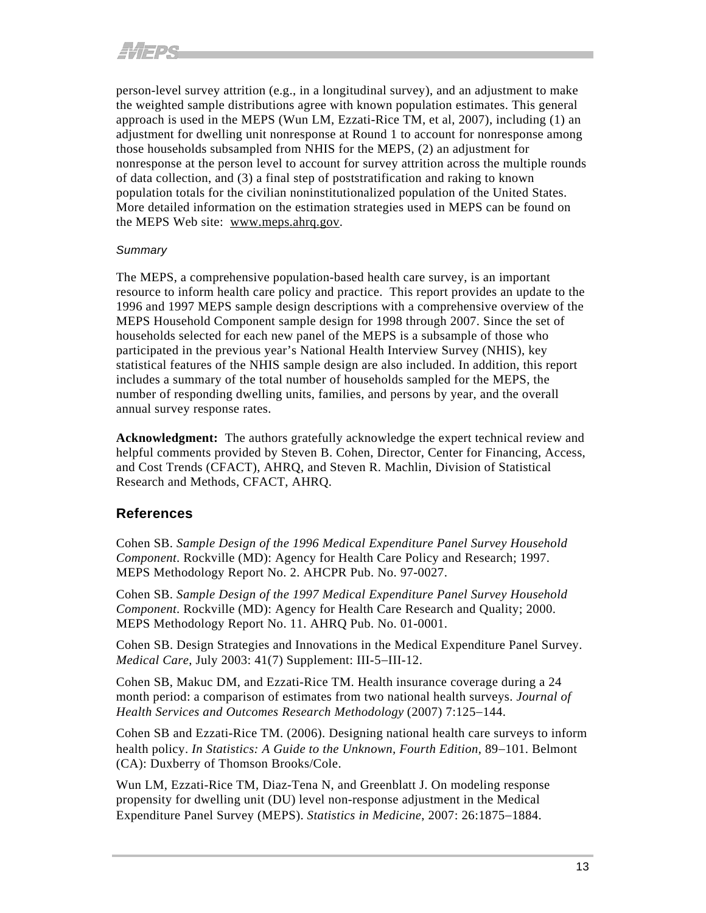person-level survey attrition (e.g., in a longitudinal survey), and an adjustment to make the weighted sample distributions agree with known population estimates. This general approach is used in the MEPS (Wun LM, Ezzati-Rice TM, et al, 2007), including (1) an adjustment for dwelling unit nonresponse at Round 1 to account for nonresponse among those households subsampled from NHIS for the MEPS, (2) an adjustment for nonresponse at the person level to account for survey attrition across the multiple rounds of data collection, and (3) a final step of poststratification and raking to known population totals for the civilian noninstitutionalized population of the United States. More detailed information on the estimation strategies used in MEPS can be found on the MEPS Web site: www.meps.ahrq.gov.

*Summary*

The MEPS, a comprehensive population-based health care survey, is an important resource to inform health care policy and practice. This report provides an update to the 1996 and 1997 MEPS sample design descriptions with a comprehensive overview of the MEPS Household Component sample design for 1998 through 2007. Since the set of households selected for each new panel of the MEPS is a subsample of those who participated in the previous year's National Health Interview Survey (NHIS), key statistical features of the NHIS sample design are also included. In addition, this report includes a summary of the total number of households sampled for the MEPS, the number of responding dwelling units, families, and persons by year, and the overall annual survey response rates.

**Acknowledgment:** The authors gratefully acknowledge the expert technical review and helpful comments provided by Steven B. Cohen, Director, Center for Financing, Access, and Cost Trends (CFACT), AHRQ, and Steven R. Machlin, Division of Statistical Research and Methods, CFACT, AHRQ.

## References

Cohen SB. *Sample Design of the 1996 Medical Expenditure Panel Survey Household Component*. Rockville (MD): Agency for Health Care Policy and Research; 1997. MEPS Methodology Report No. 2. AHCPR Pub. No. 97-0027.

Cohen SB. *Sample Design of the 1997 Medical Expenditure Panel Survey Household Component*. Rockville (MD): Agency for Health Care Research and Quality; 2000. MEPS Methodology Report No. 11. AHRQ Pub. No. 01-0001.

Cohen SB. Design Strategies and Innovations in the Medical Expenditure Panel Survey. *Medical Care*, July 2003: 41(7) Supplement: III-5–III-12.

Cohen SB, Makuc DM, and Ezzati-Rice TM. Health insurance coverage during a 24 month period: a comparison of estimates from two national health surveys. *Journal of Health Services and Outcomes Research Methodology* (2007) 7:125–144.

Cohen SB and Ezzati-Rice TM. (2006). Designing national health care surveys to inform health policy. *In Statistics: A Guide to the Unknown, Fourth Edition*, 89–101. Belmont (CA): Duxberry of Thomson Brooks/Cole.

Wun LM, Ezzati-Rice TM, Diaz-Tena N, and Greenblatt J. On modeling response propensity for dwelling unit (DU) level non-response adjustment in the Medical Expenditure Panel Survey (MEPS). *Statistics in Medicine*, 2007: 26:1875–1884.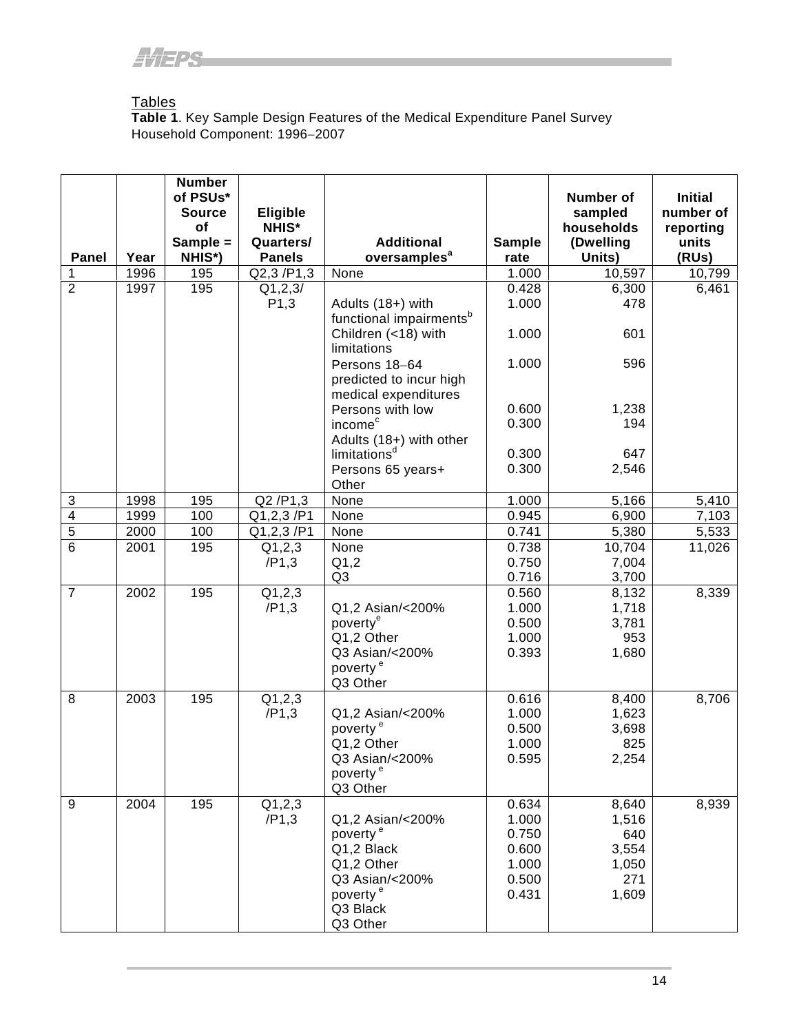## Tables

**Table 1**. Key Sample Design Features of the Medical Expenditure Panel Survey Household Component: 1996–2007

| Panel | Year | Number of PSUs* Source of Sample = NHIS*) | Eligible NHIS* Quarters/ Panels | Additional oversamples[a] | Sample rate | Number of sampled households (Dwelling Units) | Initial number of reporting units (RUs) |
|---|---|---|---|---|---|---|---|
| 1 | 1996 | 195 | Q2,3 /P1,3 | None | 1.000 | 10,597 | 10,799 |
| 2 | 1997 | 195 | Q1,2,3/ P1,3 | | 0.428 | 6,300 | 6,461 |
| | | | | Adults (18+) with functional impairments[b] | 1.000 | 478 | |
| | | | | Children (<18) with limitations | 1.000 | 601 | |
| | | | | Persons 18–64 predicted to incur high medical expenditures | 1.000 | 596 | |
| | | | | Persons with low income[c] | 0.600 | 1,238 | |
| | | | | Adults (18+) with other limitations[d] | 0.300 | 194 | |
| | | | | Persons 65 years+ | 0.300 | 647 | |
| | | | | Other | 0.300 | 2,546 | |
| 3 | 1998 | 195 | Q2 /P1,3 | None | 1.000 | 5,166 | 5,410 |
| 4 | 1999 | 100 | Q1,2,3 /P1 | None | 0.945 | 6,900 | 7,103 |
| 5 | 2000 | 100 | Q1,2,3 /P1 | None | 0.741 | 5,380 | 5,533 |
| 6 | 2001 | 195 | Q1,2,3 /P1,3 | None | 0.738 | 10,704 | 11,026 |
| | | | | Q1,2 | 0.750 | 7,004 | |
| | | | | Q3 | 0.716 | 3,700 | |
| 7 | 2002 | 195 | Q1,2,3 /P1,3 | | 0.560 | 8,132 | 8,339 |
| | | | | Q1,2 Asian/<200% poverty[e] | 1.000 | 1,718 | |
| | | | | Q1,2 Other | 0.500 | 3,781 | |
| | | | | Q3 Asian/<200% poverty[e] | 1.000 | 953 | |
| | | | | Q3 Other | 0.393 | 1,680 | |
| 8 | 2003 | 195 | Q1,2,3 /P1,3 | | 0.616 | 8,400 | 8,706 |
| | | | | Q1,2 Asian/<200% poverty[e] | 1.000 | 1,623 | |
| | | | | Q1,2 Other | 0.500 | 3,698 | |
| | | | | Q3 Asian/<200% poverty[e] | 1.000 | 825 | |
| | | | | Q3 Other | 0.595 | 2,254 | |
| 9 | 2004 | 195 | Q1,2,3 /P1,3 | | 0.634 | 8,640 | 8,939 |
| | | | | Q1,2 Asian/<200% poverty[e] | 1.000 | 1,516 | |
| | | | | Q1,2 Black | 0.750 | 640 | |
| | | | | Q1,2 Other | 0.600 | 3,554 | |
| | | | | Q3 Asian/<200% poverty[e] | 1.000 | 1,050 | |
| | | | | Q3 Black | 0.500 | 271 | |
| | | | | Q3 Other | 0.431 | 1,609 | |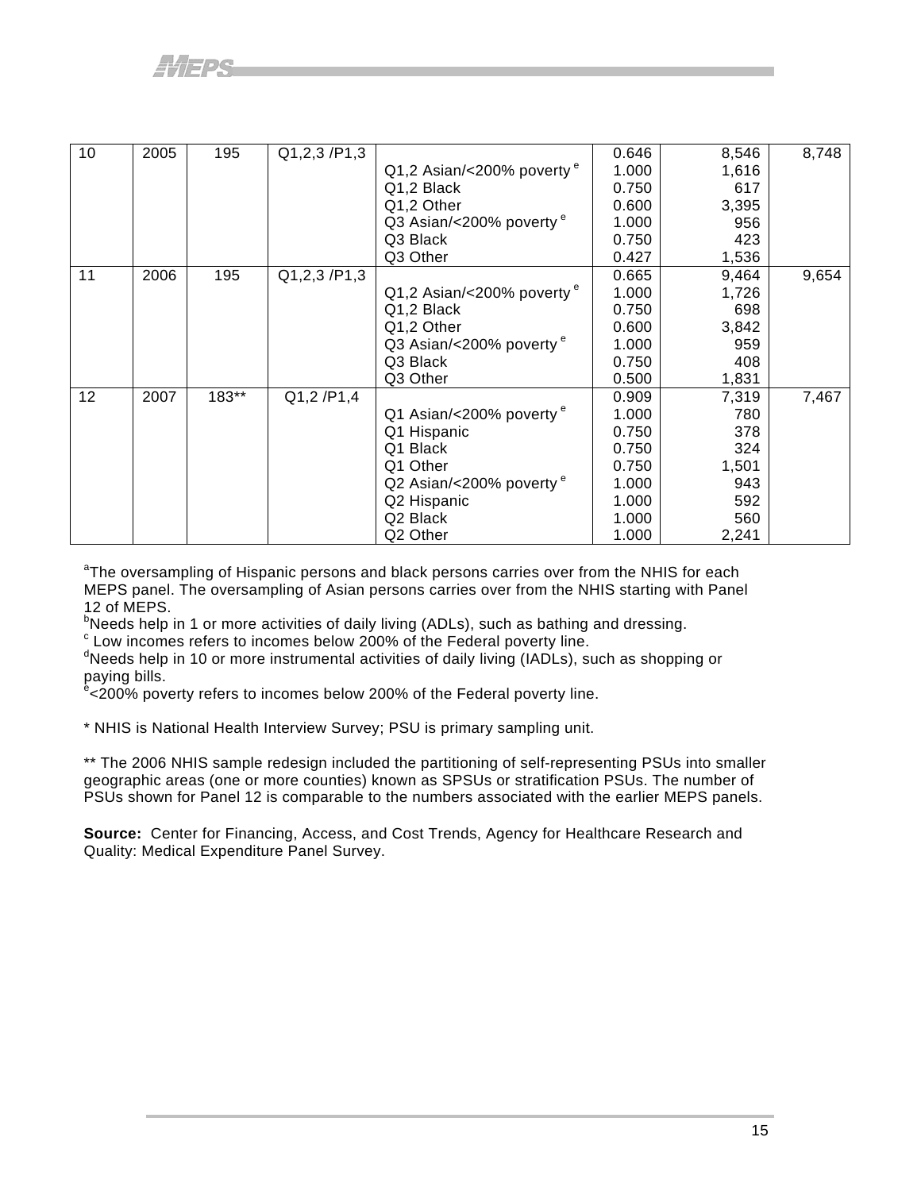| 10 | 2005 | 195 | Q1,2,3 /P1,3 | | 0.646 | 8,546 | 8,748 |
|---|---|---|---|---|---|---|---|
| | | | | Q1,2 Asian/<200% poverty [e] | 1.000 | 1,616 | |
| | | | | Q1,2 Black | 0.750 | 617 | |
| | | | | Q1,2 Other | 0.600 | 3,395 | |
| | | | | Q3 Asian/<200% poverty [e] | 1.000 | 956 | |
| | | | | Q3 Black | 0.750 | 423 | |
| | | | | Q3 Other | 0.427 | 1,536 | |
| 11 | 2006 | 195 | Q1,2,3 /P1,3 | | 0.665 | 9,464 | 9,654 |
| | | | | Q1,2 Asian/<200% poverty [e] | 1.000 | 1,726 | |
| | | | | Q1,2 Black | 0.750 | 698 | |
| | | | | Q1,2 Other | 0.600 | 3,842 | |
| | | | | Q3 Asian/<200% poverty [e] | 1.000 | 959 | |
| | | | | Q3 Black | 0.750 | 408 | |
| | | | | Q3 Other | 0.500 | 1,831 | |
| 12 | 2007 | 183** | Q1,2 /P1,4 | | 0.909 | 7,319 | 7,467 |
| | | | | Q1 Asian/<200% poverty [e] | 1.000 | 780 | |
| | | | | Q1 Hispanic | 0.750 | 378 | |
| | | | | Q1 Black | 0.750 | 324 | |
| | | | | Q1 Other | 0.750 | 1,501 | |
| | | | | Q2 Asian/<200% poverty [e] | 1.000 | 943 | |
| | | | | Q2 Hispanic | 1.000 | 592 | |
| | | | | Q2 Black | 1.000 | 560 | |
| | | | | Q2 Other | 1.000 | 2,241 | |

[a]The oversampling of Hispanic persons and black persons carries over from the NHIS for each MEPS panel. The oversampling of Asian persons carries over from the NHIS starting with Panel 12 of MEPS.
[b]Needs help in 1 or more activities of daily living (ADLs), such as bathing and dressing.
[c] Low incomes refers to incomes below 200% of the Federal poverty line.
[d]Needs help in 10 or more instrumental activities of daily living (IADLs), such as shopping or paying bills.
[e]<200% poverty refers to incomes below 200% of the Federal poverty line.

* NHIS is National Health Interview Survey; PSU is primary sampling unit.

** The 2006 NHIS sample redesign included the partitioning of self-representing PSUs into smaller geographic areas (one or more counties) known as SPSUs or stratification PSUs. The number of PSUs shown for Panel 12 is comparable to the numbers associated with the earlier MEPS panels.

**Source:** Center for Financing, Access, and Cost Trends, Agency for Healthcare Research and Quality: Medical Expenditure Panel Survey.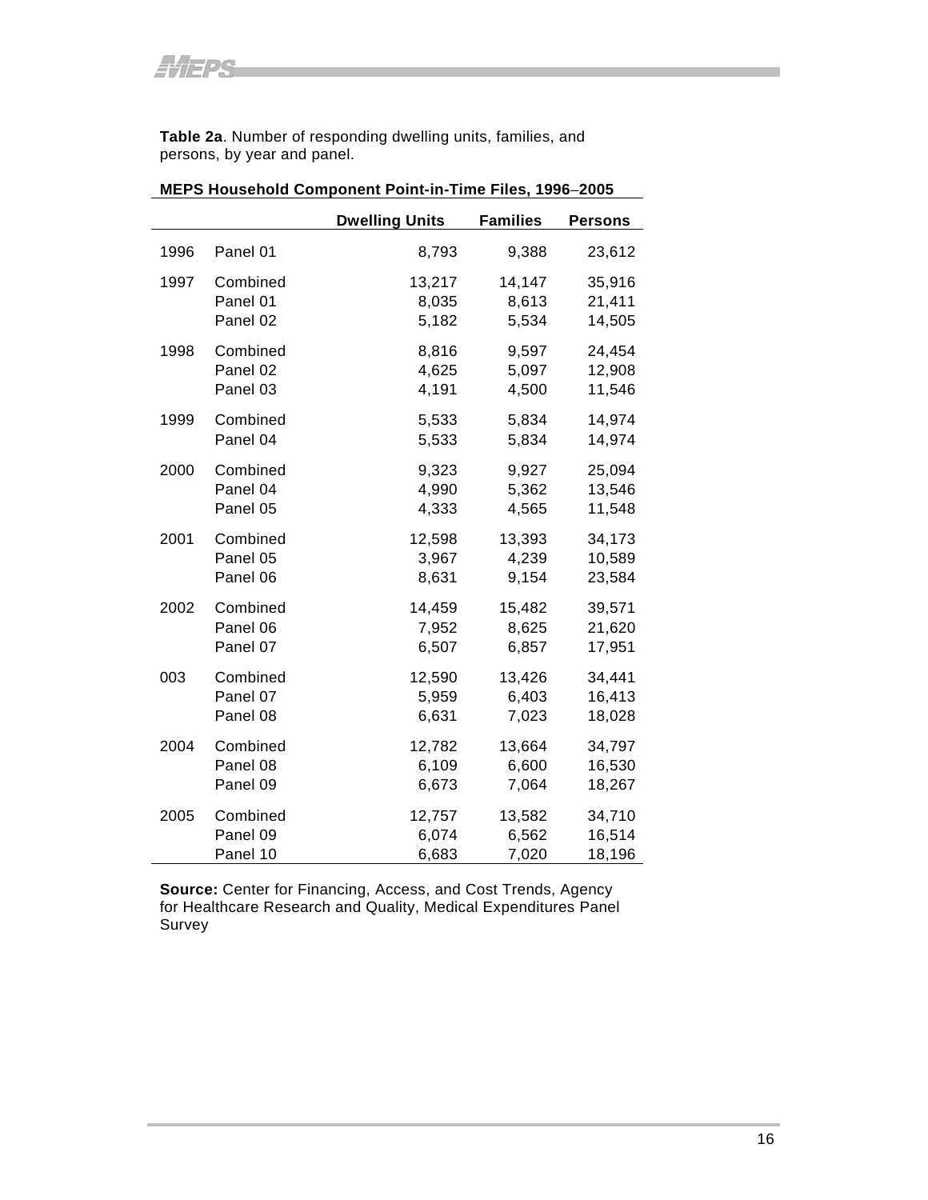**Table 2a**. Number of responding dwelling units, families, and persons, by year and panel.

**MEPS Household Component Point-in-Time Files, 1996–2005**

| | | Dwelling Units | Families | Persons |
|---|---|---|---|---|
| 1996 | Panel 01 | 8,793 | 9,388 | 23,612 |
| 1997 | Combined | 13,217 | 14,147 | 35,916 |
| | Panel 01 | 8,035 | 8,613 | 21,411 |
| | Panel 02 | 5,182 | 5,534 | 14,505 |
| 1998 | Combined | 8,816 | 9,597 | 24,454 |
| | Panel 02 | 4,625 | 5,097 | 12,908 |
| | Panel 03 | 4,191 | 4,500 | 11,546 |
| 1999 | Combined | 5,533 | 5,834 | 14,974 |
| | Panel 04 | 5,533 | 5,834 | 14,974 |
| 2000 | Combined | 9,323 | 9,927 | 25,094 |
| | Panel 04 | 4,990 | 5,362 | 13,546 |
| | Panel 05 | 4,333 | 4,565 | 11,548 |
| 2001 | Combined | 12,598 | 13,393 | 34,173 |
| | Panel 05 | 3,967 | 4,239 | 10,589 |
| | Panel 06 | 8,631 | 9,154 | 23,584 |
| 2002 | Combined | 14,459 | 15,482 | 39,571 |
| | Panel 06 | 7,952 | 8,625 | 21,620 |
| | Panel 07 | 6,507 | 6,857 | 17,951 |
| 003 | Combined | 12,590 | 13,426 | 34,441 |
| | Panel 07 | 5,959 | 6,403 | 16,413 |
| | Panel 08 | 6,631 | 7,023 | 18,028 |
| 2004 | Combined | 12,782 | 13,664 | 34,797 |
| | Panel 08 | 6,109 | 6,600 | 16,530 |
| | Panel 09 | 6,673 | 7,064 | 18,267 |
| 2005 | Combined | 12,757 | 13,582 | 34,710 |
| | Panel 09 | 6,074 | 6,562 | 16,514 |
| | Panel 10 | 6,683 | 7,020 | 18,196 |

**Source:** Center for Financing, Access, and Cost Trends, Agency for Healthcare Research and Quality, Medical Expenditures Panel Survey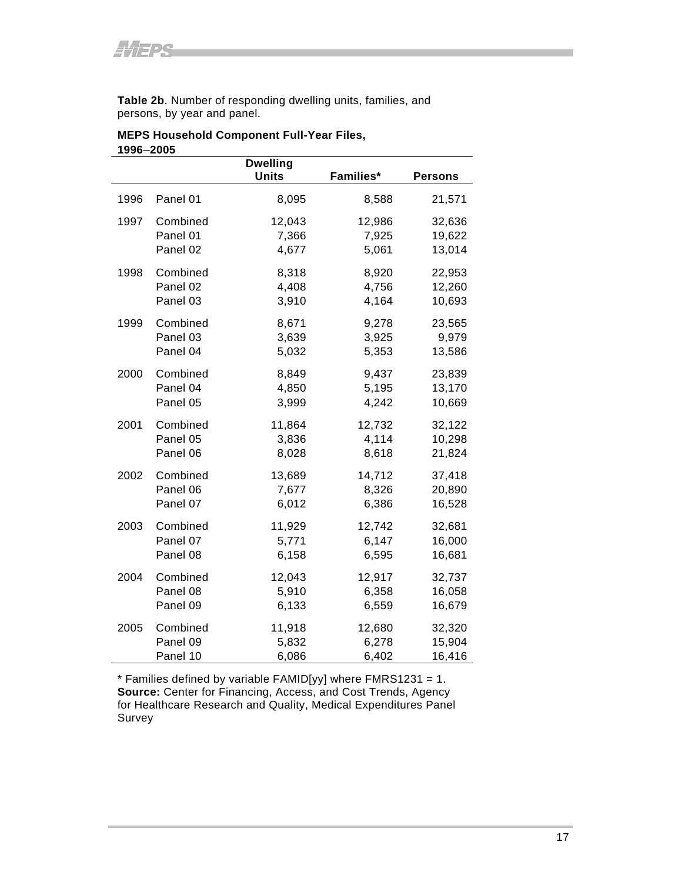**Table 2b**. Number of responding dwelling units, families, and persons, by year and panel.

**MEPS Household Component Full-Year Files, 1996–2005**

| | | Dwelling Units | Families* | Persons |
|---|---|---|---|---|
| 1996 | Panel 01 | 8,095 | 8,588 | 21,571 |
| 1997 | Combined | 12,043 | 12,986 | 32,636 |
| | Panel 01 | 7,366 | 7,925 | 19,622 |
| | Panel 02 | 4,677 | 5,061 | 13,014 |
| 1998 | Combined | 8,318 | 8,920 | 22,953 |
| | Panel 02 | 4,408 | 4,756 | 12,260 |
| | Panel 03 | 3,910 | 4,164 | 10,693 |
| 1999 | Combined | 8,671 | 9,278 | 23,565 |
| | Panel 03 | 3,639 | 3,925 | 9,979 |
| | Panel 04 | 5,032 | 5,353 | 13,586 |
| 2000 | Combined | 8,849 | 9,437 | 23,839 |
| | Panel 04 | 4,850 | 5,195 | 13,170 |
| | Panel 05 | 3,999 | 4,242 | 10,669 |
| 2001 | Combined | 11,864 | 12,732 | 32,122 |
| | Panel 05 | 3,836 | 4,114 | 10,298 |
| | Panel 06 | 8,028 | 8,618 | 21,824 |
| 2002 | Combined | 13,689 | 14,712 | 37,418 |
| | Panel 06 | 7,677 | 8,326 | 20,890 |
| | Panel 07 | 6,012 | 6,386 | 16,528 |
| 2003 | Combined | 11,929 | 12,742 | 32,681 |
| | Panel 07 | 5,771 | 6,147 | 16,000 |
| | Panel 08 | 6,158 | 6,595 | 16,681 |
| 2004 | Combined | 12,043 | 12,917 | 32,737 |
| | Panel 08 | 5,910 | 6,358 | 16,058 |
| | Panel 09 | 6,133 | 6,559 | 16,679 |
| 2005 | Combined | 11,918 | 12,680 | 32,320 |
| | Panel 09 | 5,832 | 6,278 | 15,904 |
| | Panel 10 | 6,086 | 6,402 | 16,416 |

* Families defined by variable FAMID[yy] where FMRS1231 = 1.
**Source:** Center for Financing, Access, and Cost Trends, Agency for Healthcare Research and Quality, Medical Expenditures Panel Survey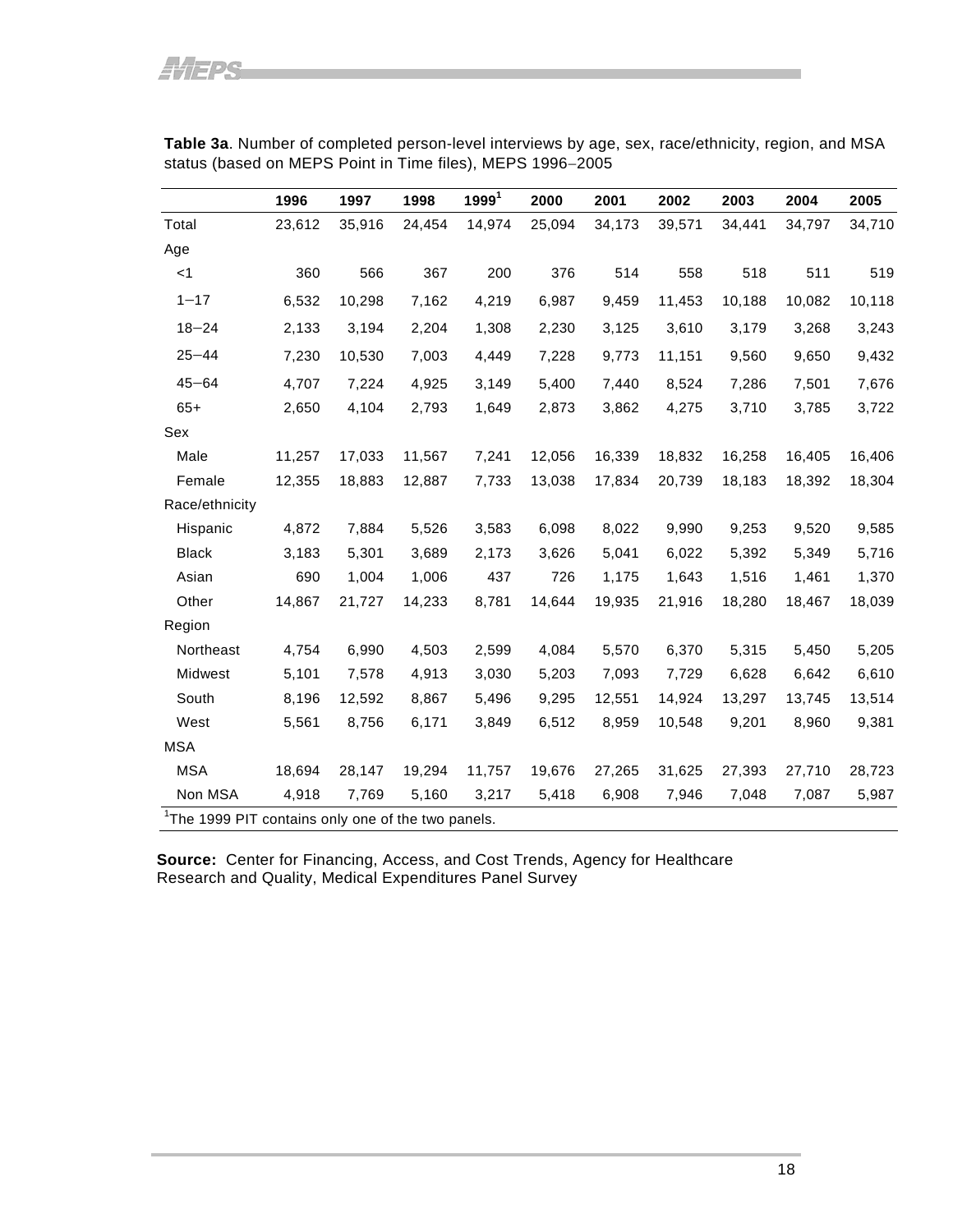**Table 3a**. Number of completed person-level interviews by age, sex, race/ethnicity, region, and MSA status (based on MEPS Point in Time files), MEPS 1996–2005

| | 1996 | 1997 | 1998 | 1999[1] | 2000 | 2001 | 2002 | 2003 | 2004 | 2005 |
|---|---|---|---|---|---|---|---|---|---|---|
| Total | 23,612 | 35,916 | 24,454 | 14,974 | 25,094 | 34,173 | 39,571 | 34,441 | 34,797 | 34,710 |
| Age | | | | | | | | | | |
| <1 | 360 | 566 | 367 | 200 | 376 | 514 | 558 | 518 | 511 | 519 |
| 1–17 | 6,532 | 10,298 | 7,162 | 4,219 | 6,987 | 9,459 | 11,453 | 10,188 | 10,082 | 10,118 |
| 18–24 | 2,133 | 3,194 | 2,204 | 1,308 | 2,230 | 3,125 | 3,610 | 3,179 | 3,268 | 3,243 |
| 25–44 | 7,230 | 10,530 | 7,003 | 4,449 | 7,228 | 9,773 | 11,151 | 9,560 | 9,650 | 9,432 |
| 45–64 | 4,707 | 7,224 | 4,925 | 3,149 | 5,400 | 7,440 | 8,524 | 7,286 | 7,501 | 7,676 |
| 65+ | 2,650 | 4,104 | 2,793 | 1,649 | 2,873 | 3,862 | 4,275 | 3,710 | 3,785 | 3,722 |
| Sex | | | | | | | | | | |
| Male | 11,257 | 17,033 | 11,567 | 7,241 | 12,056 | 16,339 | 18,832 | 16,258 | 16,405 | 16,406 |
| Female | 12,355 | 18,883 | 12,887 | 7,733 | 13,038 | 17,834 | 20,739 | 18,183 | 18,392 | 18,304 |
| Race/ethnicity | | | | | | | | | | |
| Hispanic | 4,872 | 7,884 | 5,526 | 3,583 | 6,098 | 8,022 | 9,990 | 9,253 | 9,520 | 9,585 |
| Black | 3,183 | 5,301 | 3,689 | 2,173 | 3,626 | 5,041 | 6,022 | 5,392 | 5,349 | 5,716 |
| Asian | 690 | 1,004 | 1,006 | 437 | 726 | 1,175 | 1,643 | 1,516 | 1,461 | 1,370 |
| Other | 14,867 | 21,727 | 14,233 | 8,781 | 14,644 | 19,935 | 21,916 | 18,280 | 18,467 | 18,039 |
| Region | | | | | | | | | | |
| Northeast | 4,754 | 6,990 | 4,503 | 2,599 | 4,084 | 5,570 | 6,370 | 5,315 | 5,450 | 5,205 |
| Midwest | 5,101 | 7,578 | 4,913 | 3,030 | 5,203 | 7,093 | 7,729 | 6,628 | 6,642 | 6,610 |
| South | 8,196 | 12,592 | 8,867 | 5,496 | 9,295 | 12,551 | 14,924 | 13,297 | 13,745 | 13,514 |
| West | 5,561 | 8,756 | 6,171 | 3,849 | 6,512 | 8,959 | 10,548 | 9,201 | 8,960 | 9,381 |
| MSA | | | | | | | | | | |
| MSA | 18,694 | 28,147 | 19,294 | 11,757 | 19,676 | 27,265 | 31,625 | 27,393 | 27,710 | 28,723 |
| Non MSA | 4,918 | 7,769 | 5,160 | 3,217 | 5,418 | 6,908 | 7,946 | 7,048 | 7,087 | 5,987 |

[1]The 1999 PIT contains only one of the two panels.

**Source:** Center for Financing, Access, and Cost Trends, Agency for Healthcare Research and Quality, Medical Expenditures Panel Survey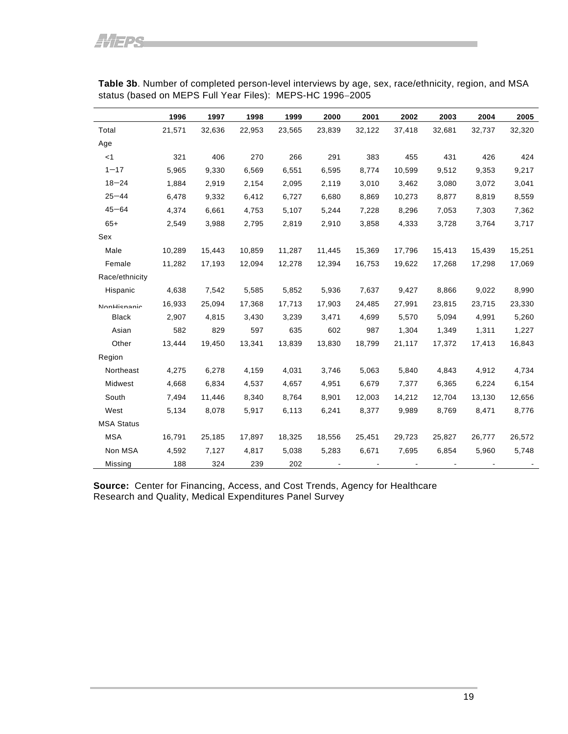**Table 3b**. Number of completed person-level interviews by age, sex, race/ethnicity, region, and MSA status (based on MEPS Full Year Files): MEPS-HC 1996–2005

| | 1996 | 1997 | 1998 | 1999 | 2000 | 2001 | 2002 | 2003 | 2004 | 2005 |
|---|---|---|---|---|---|---|---|---|---|---|
| Total | 21,571 | 32,636 | 22,953 | 23,565 | 23,839 | 32,122 | 37,418 | 32,681 | 32,737 | 32,320 |
| Age | | | | | | | | | | |
| <1 | 321 | 406 | 270 | 266 | 291 | 383 | 455 | 431 | 426 | 424 |
| 1–17 | 5,965 | 9,330 | 6,569 | 6,551 | 6,595 | 8,774 | 10,599 | 9,512 | 9,353 | 9,217 |
| 18–24 | 1,884 | 2,919 | 2,154 | 2,095 | 2,119 | 3,010 | 3,462 | 3,080 | 3,072 | 3,041 |
| 25–44 | 6,478 | 9,332 | 6,412 | 6,727 | 6,680 | 8,869 | 10,273 | 8,877 | 8,819 | 8,559 |
| 45–64 | 4,374 | 6,661 | 4,753 | 5,107 | 5,244 | 7,228 | 8,296 | 7,053 | 7,303 | 7,362 |
| 65+ | 2,549 | 3,988 | 2,795 | 2,819 | 2,910 | 3,858 | 4,333 | 3,728 | 3,764 | 3,717 |
| Sex | | | | | | | | | | |
| Male | 10,289 | 15,443 | 10,859 | 11,287 | 11,445 | 15,369 | 17,796 | 15,413 | 15,439 | 15,251 |
| Female | 11,282 | 17,193 | 12,094 | 12,278 | 12,394 | 16,753 | 19,622 | 17,268 | 17,298 | 17,069 |
| Race/ethnicity | | | | | | | | | | |
| Hispanic | 4,638 | 7,542 | 5,585 | 5,852 | 5,936 | 7,637 | 9,427 | 8,866 | 9,022 | 8,990 |
| NonHispanic | 16,933 | 25,094 | 17,368 | 17,713 | 17,903 | 24,485 | 27,991 | 23,815 | 23,715 | 23,330 |
| Black | 2,907 | 4,815 | 3,430 | 3,239 | 3,471 | 4,699 | 5,570 | 5,094 | 4,991 | 5,260 |
| Asian | 582 | 829 | 597 | 635 | 602 | 987 | 1,304 | 1,349 | 1,311 | 1,227 |
| Other | 13,444 | 19,450 | 13,341 | 13,839 | 13,830 | 18,799 | 21,117 | 17,372 | 17,413 | 16,843 |
| Region | | | | | | | | | | |
| Northeast | 4,275 | 6,278 | 4,159 | 4,031 | 3,746 | 5,063 | 5,840 | 4,843 | 4,912 | 4,734 |
| Midwest | 4,668 | 6,834 | 4,537 | 4,657 | 4,951 | 6,679 | 7,377 | 6,365 | 6,224 | 6,154 |
| South | 7,494 | 11,446 | 8,340 | 8,764 | 8,901 | 12,003 | 14,212 | 12,704 | 13,130 | 12,656 |
| West | 5,134 | 8,078 | 5,917 | 6,113 | 6,241 | 8,377 | 9,989 | 8,769 | 8,471 | 8,776 |
| MSA Status | | | | | | | | | | |
| MSA | 16,791 | 25,185 | 17,897 | 18,325 | 18,556 | 25,451 | 29,723 | 25,827 | 26,777 | 26,572 |
| Non MSA | 4,592 | 7,127 | 4,817 | 5,038 | 5,283 | 6,671 | 7,695 | 6,854 | 5,960 | 5,748 |
| Missing | 188 | 324 | 239 | 202 | - | - | - | - | - | - |

**Source:** Center for Financing, Access, and Cost Trends, Agency for Healthcare Research and Quality, Medical Expenditures Panel Survey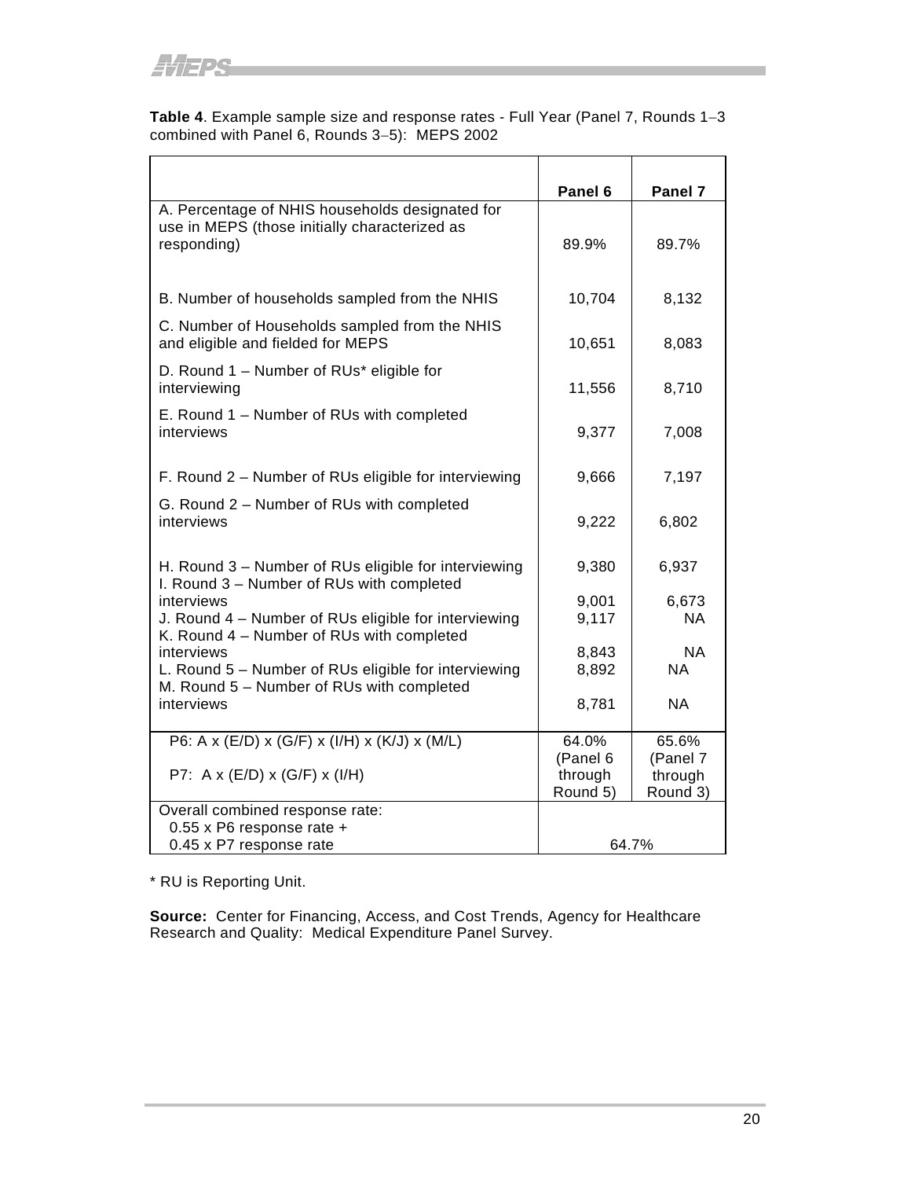**Table 4**. Example sample size and response rates - Full Year (Panel 7, Rounds 1−3 combined with Panel 6, Rounds 3−5): MEPS 2002

| | Panel 6 | Panel 7 |
|---|---|---|
| A. Percentage of NHIS households designated for use in MEPS (those initially characterized as responding) | 89.9% | 89.7% |
| B. Number of households sampled from the NHIS | 10,704 | 8,132 |
| C. Number of Households sampled from the NHIS and eligible and fielded for MEPS | 10,651 | 8,083 |
| D. Round 1 – Number of RUs* eligible for interviewing | 11,556 | 8,710 |
| E. Round 1 – Number of RUs with completed interviews | 9,377 | 7,008 |
| F. Round 2 – Number of RUs eligible for interviewing | 9,666 | 7,197 |
| G. Round 2 – Number of RUs with completed interviews | 9,222 | 6,802 |
| H. Round 3 – Number of RUs eligible for interviewing | 9,380 | 6,937 |
| I. Round 3 – Number of RUs with completed interviews | 9,001 | 6,673 |
| J. Round 4 – Number of RUs eligible for interviewing | 9,117 | NA |
| K. Round 4 – Number of RUs with completed interviews | 8,843 | NA |
| L. Round 5 – Number of RUs eligible for interviewing | 8,892 | NA |
| M. Round 5 – Number of RUs with completed interviews | 8,781 | NA |
| P6: A x (E/D) x (G/F) x (I/H) x (K/J) x (M/L)<br>P7: A x (E/D) x (G/F) x (I/H) | 64.0% (Panel 6 through Round 5) | 65.6% (Panel 7 through Round 3) |
| Overall combined response rate:<br>0.55 x P6 response rate +<br>0.45 x P7 response rate | 64.7% | |

\* RU is Reporting Unit.

**Source:** Center for Financing, Access, and Cost Trends, Agency for Healthcare Research and Quality: Medical Expenditure Panel Survey.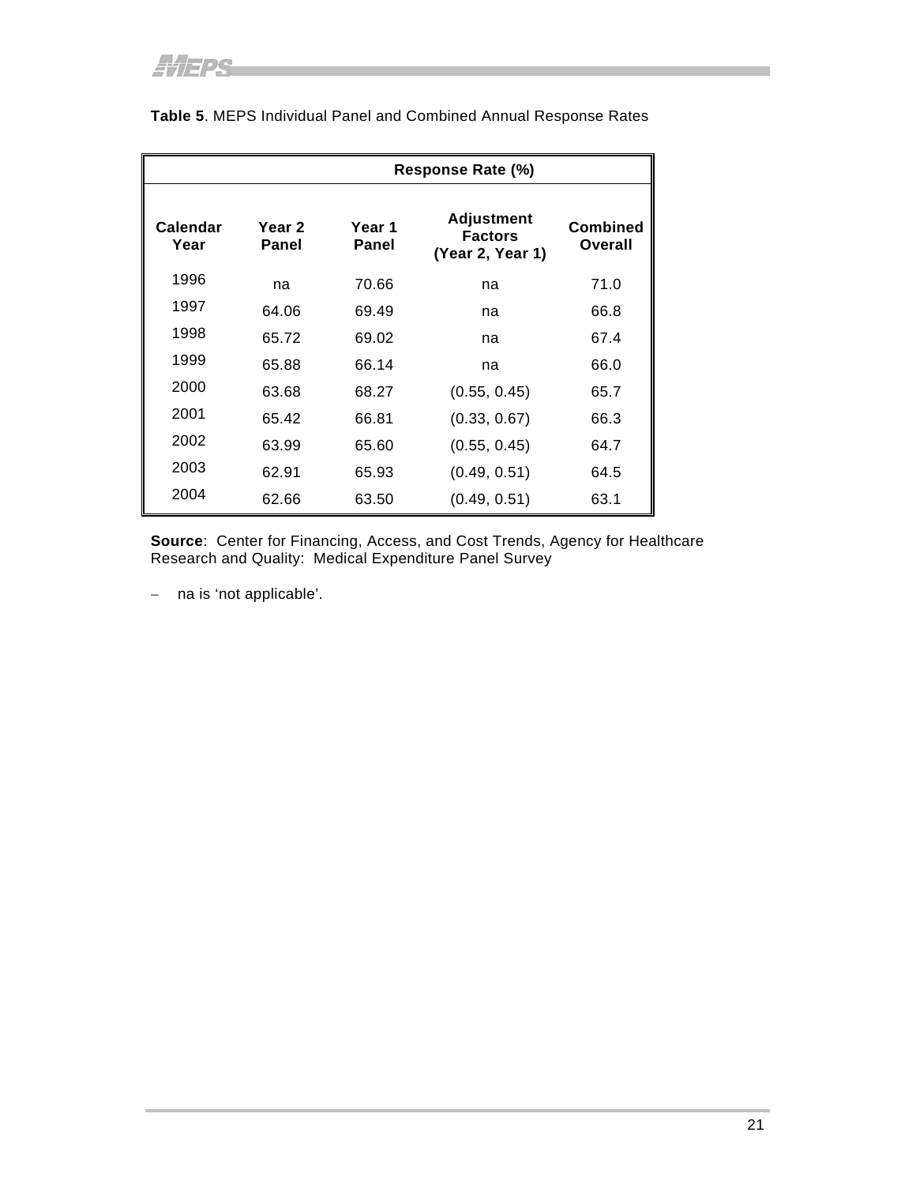**Table 5**. MEPS Individual Panel and Combined Annual Response Rates

| | Response Rate (%) | | | |
|---|---|---|---|---|
| **Calendar Year** | **Year 2 Panel** | **Year 1 Panel** | **Adjustment Factors (Year 2, Year 1)** | **Combined Overall** |
| 1996 | na | 70.66 | na | 71.0 |
| 1997 | 64.06 | 69.49 | na | 66.8 |
| 1998 | 65.72 | 69.02 | na | 67.4 |
| 1999 | 65.88 | 66.14 | na | 66.0 |
| 2000 | 63.68 | 68.27 | (0.55, 0.45) | 65.7 |
| 2001 | 65.42 | 66.81 | (0.33, 0.67) | 66.3 |
| 2002 | 63.99 | 65.60 | (0.55, 0.45) | 64.7 |
| 2003 | 62.91 | 65.93 | (0.49, 0.51) | 64.5 |
| 2004 | 62.66 | 63.50 | (0.49, 0.51) | 63.1 |

**Source**: Center for Financing, Access, and Cost Trends, Agency for Healthcare Research and Quality: Medical Expenditure Panel Survey

- na is 'not applicable'.